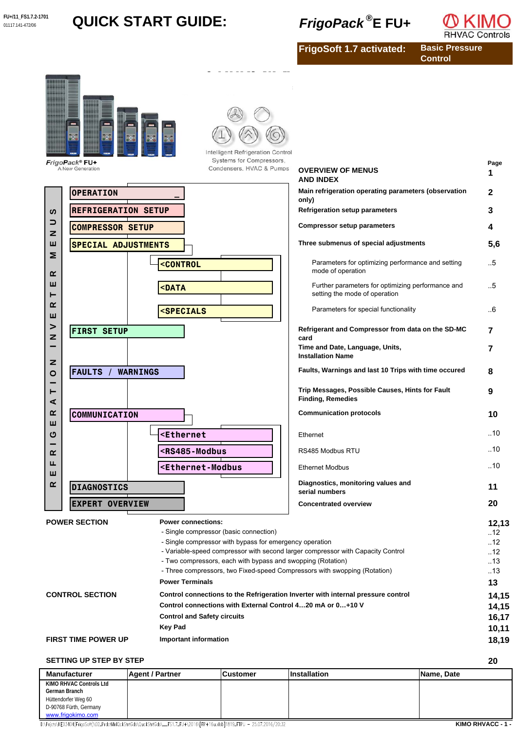FU+/11_FS1.7.2-1701
01117.141-472/06

# QUICK START GUIDE: *FrigoPack*®E FU+

KIMO RHVAC Controls

**FrigoSoft 1.7 activated: Basic Pressure Control**

*FrigoPack*® FU+
A New Generation

Intelligent Refrigeration Control Systems for Compressors, Condensers, HVAC & Pumps

## REFRIGERATION INVERTER MENUS

| Menu | Description | Page |
|---|---|---|
| | **OVERVIEW OF MENUS AND INDEX** | **1** |
| OPERATION | **Main refrigeration operating parameters (observation only)** | **2** |
| REFRIGERATION SETUP | **Refrigeration setup parameters** | **3** |
| COMPRESSOR SETUP | **Compressor setup parameters** | **4** |
| SPECIAL ADJUSTMENTS | **Three submenus of special adjustments** | **5,6** |
| <CONTROL | Parameters for optimizing performance and setting mode of operation | ..5 |
| <DATA | Further parameters for optimizing performance and setting the mode of operation | ..5 |
| <SPECIALS | Parameters for special functionality | ..6 |
| FIRST SETUP | **Refrigerant and Compressor from data on the SD-MC card** | **7** |
| | **Time and Date, Language, Units, Installation Name** | **7** |
| FAULTS / WARNINGS | **Faults, Warnings and last 10 Trips with time occured** | **8** |
| | **Trip Messages, Possible Causes, Hints for Fault Finding, Remedies** | **9** |
| COMMUNICATION | **Communication protocols** | **10** |
| <Ethernet | Ethernet | ..10 |
| <RS485-Modbus | RS485 Modbus RTU | ..10 |
| <Ethernet-Modbus | Ethernet Modbus | ..10 |
| DIAGNOSTICS | **Diagnostics, monitoring values and serial numbers** | **11** |
| EXPERT OVERVIEW | **Concentrated overview** | **20** |

## POWER SECTION

**Power connections:** **12,13**

- Single compressor (basic connection) ..12
- Single compressor with bypass for emergency operation ..12
- Variable-speed compressor with second larger compressor with Capacity Control ..12
- Two compressors, each with bypass and swopping (Rotation) ..13
- Three compressors, two Fixed-speed Compressors with swopping (Rotation) ..13

**Power Terminals** **13**

## CONTROL SECTION

**Control connections to the Refrigeration Inverter with internal pressure control** **14,15**

**Control connections with External Control 4…20 mA or 0…+10 V** **14,15**

**Control and Safety circuits** **16,17**

**Key Pad** **10,11**

## FIRST TIME POWER UP

**Important information** **18,19**

## SETTING UP STEP BY STEP **20**

| Manufacturer | Agent / Partner | Customer | Installation | Name, Date |
|---|---|---|---|---|
| **KIMO RHVAC Controls Ltd**<br>**German Branch**<br>Hüttendorfer Weg 60<br>D-90768 Fürth, Germany<br>www.frigokimo.com | | | | |

D:\Frigo\s\KE03404(FrigoSoft)\02_ProdctMnlQckStrtGds\QuickStrtGds\__FS1.7_FU+\2016\[FP+16uxlsb]1819_FTPU – 25.07.2016/20:32 KIMO RHVACC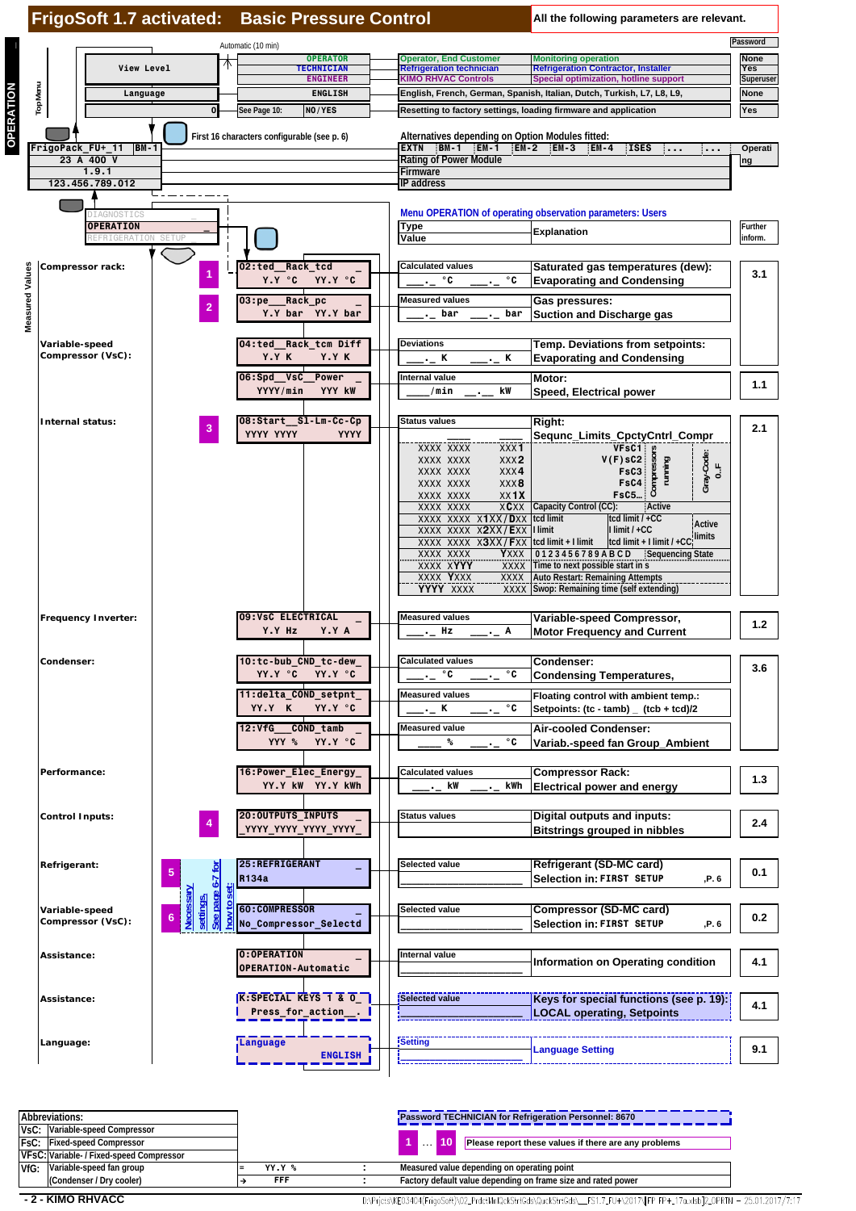# FrigoSoft 1.7 activated: Basic Pressure Control

All the following parameters are relevant.

OPERATION — Top Menu

Automatic (10 min)

| View Level | | | | Password |
|---|---|---|---|---|
| OPERATOR | Operator, End Customer | Monitoring operation | None |
| TECHNICIAN | Refrigeration technician | Refrigeration Contractor, Installer | Yes |
| ENGINEER | KIMO RHVAC Controls | Special optimization, hotline support | Superuser |
| Language: ENGLISH | English, French, German, Spanish, Italian, Dutch, Turkish, L7, L8, L9, | | None |
| 0 — See Page 10: NO / YES | Resetting to factory settings, loading firmware and application | | Yes |

First 16 characters configurable (see p. 6)

Alternatives depending on Option Modules fitted:

| Display | Alternatives | |
|---|---|---|
| FrigoPack_FU+_11 BM-1 | EXTN, BM-1, EM-1, EM-2, EM-3, EM-4, ISES, ..., ... | Operating |
| 23 A 400 V | Rating of Power Module | |
| 1.9.1 | Firmware | |
| 123.456.789.012 | IP address | |

DIAGNOSTICS / **OPERATION** / REFRIGERATION SETUP

## Menu OPERATION of operating observation parameters: Users

| Group | No. | Display | Type / Value | Explanation | Further inform. |
|---|---|---|---|---|---|
| Measured Values — Compressor rack: | 1 | 02:ted__Rack_tcd / Y.Y °C YY.Y °C | Calculated values: ___._ °C ___._ °C | Saturated gas temperatures (dew): Evaporating and Condensing | 3.1 |
| | 2 | 03:pe___Rack_pc / Y.Y bar YY.Y bar | Measured values: ___._ bar ___._ bar | Gas pressures: Suction and Discharge gas | |
| Variable-speed Compressor (VsC): | | 04:ted__Rack_tcm Diff / Y.Y K Y.Y K | Deviations: ___._ K ___._ K | Temp. Deviations from setpoints: Evaporating and Condensing | |
| | | 06:Spd__VsC__Power / YYYY/min YYY kW | Internal value: ____/min __.__ kW | Motor: Speed, Electrical power | 1.1 |
| Internal status: | 3 | 08:Start__Sl-Lm-Cc-Cp / YYYY YYYY YYYY | Status values | Right: Sequnc_Limits_CpctyCntrl_Compr | 2.1 |
| Frequency Inverter: | | 09:VsC ELECTRICAL / Y.Y Hz Y.Y A | Measured values: ___._ Hz ___._ A | Variable-speed Compressor, Motor Frequency and Current | 1.2 |
| Condenser: | | 10:tc-bub_CND_tc-dew_ / YY.Y °C YY.Y °C | Calculated values: ___._ °C ___._ °C | Condenser: Condensing Temperatures, | 3.6 |
| | | 11:delta_COND_setpnt_ / YY.Y K YY.Y °C | Measured values: ___._ K ___._ °C | Floating control with ambient temp.: Setpoints: (tc - tamb) _ (tcb + tcd)/2 | |
| | | 12:VfG___COND_tamb / YYY % YY.Y °C | Measured value: ___ % ___._ °C | Air-cooled Condenser: Variab.-speed fan Group_Ambient | |
| Performance: | | 16:Power_Elec_Energy_ / YY.Y kW YY.Y kWh | Calculated values: ___._ kW ___._ kWh | Compressor Rack: Electrical power and energy | 1.3 |
| Control Inputs: | 4 | 20:OUTPUTS_INPUTS / _YYYY_YYYY_YYYY_YYYY_ | Status values | Digital outputs and inputs: Bitstrings grouped in nibbles | 2.4 |
| Refrigerant: | 5 | 25:REFRIGERANT / R134a | Selected value | Refrigerant (SD-MC card) Selection in: FIRST SETUP ,P. 6 | 0.1 |
| Variable-speed Compressor (VsC): | 6 | 60:COMPRESSOR / No_Compressor_Selectd | Selected value | Compressor (SD-MC card) Selection in: FIRST SETUP ,P. 6 | 0.2 |
| Assistance: | | 0:OPERATION / OPERATION-Automatic | Internal value | Information on Operating condition | 4.1 |
| Assistance: | | K:SPECIAL KEYS 1 & 0_ / Press_for_action_. | Selected value | Keys for special functions (see p. 19): LOCAL operating, Setpoints | 4.1 |
| Language: | | Language / ENGLISH | Setting | Language Setting | 9.1 |

Items 5 and 6: Necessary settings, See page 6-7 for how to set.

Status values detail for 08:Start__Sl-Lm-Cc-Cp:

| Status string | Meaning | |
|---|---|---|
| XXXX XXXX XXX1 | VFsC1 | Compressors running; Gray-Code: 0...F |
| XXXX XXXX XXX2 | V(F)sC2 | |
| XXXX XXXX XXX4 | FsC3 | |
| XXXX XXXX XXX8 | FsC4 | |
| XXXX XXXX XX1X | FsC5... | |
| XXXX XXXX XCXX | Capacity Control (CC): | Active |
| XXXX XXXX X1XX/DXX | tcd limit | tcd limit / +CC — Active limits |
| XXXX XXXX X2XX/EXX | I limit | I limit / +CC |
| XXXX XXXX X3XX/FXX | tcd limit + I limit | tcd limit + I limit / +CC |
| XXXX XXXX YXXX | 0 1 2 3 4 5 6 7 8 9 A B C D | Sequencing State |
| XXXX XYYY XXXX | Time to next possible start in s | |
| XXXX YXXX XXXX | Auto Restart: Remaining Attempts | |
| YYYY XXXX XXXX | Swop: Remaining time (self extending) | |

| Abbreviations: | |
|---|---|
| VsC: | Variable-speed Compressor |
| FsC: | Fixed-speed Compressor |
| VFsC: | Variable- / Fixed-speed Compressor |
| VfG: | Variable-speed fan group (Condenser / Dry cooler) |

Password TECHNICIAN for Refrigeration Personnel: 8670

1 ... 10: Please report these values if there are any problems

| Symbol | Example | Meaning |
|---|---|---|
| = | YY.Y % | Measured value depending on operating point |
| → | FFF | Factory default value depending on frame size and rated power |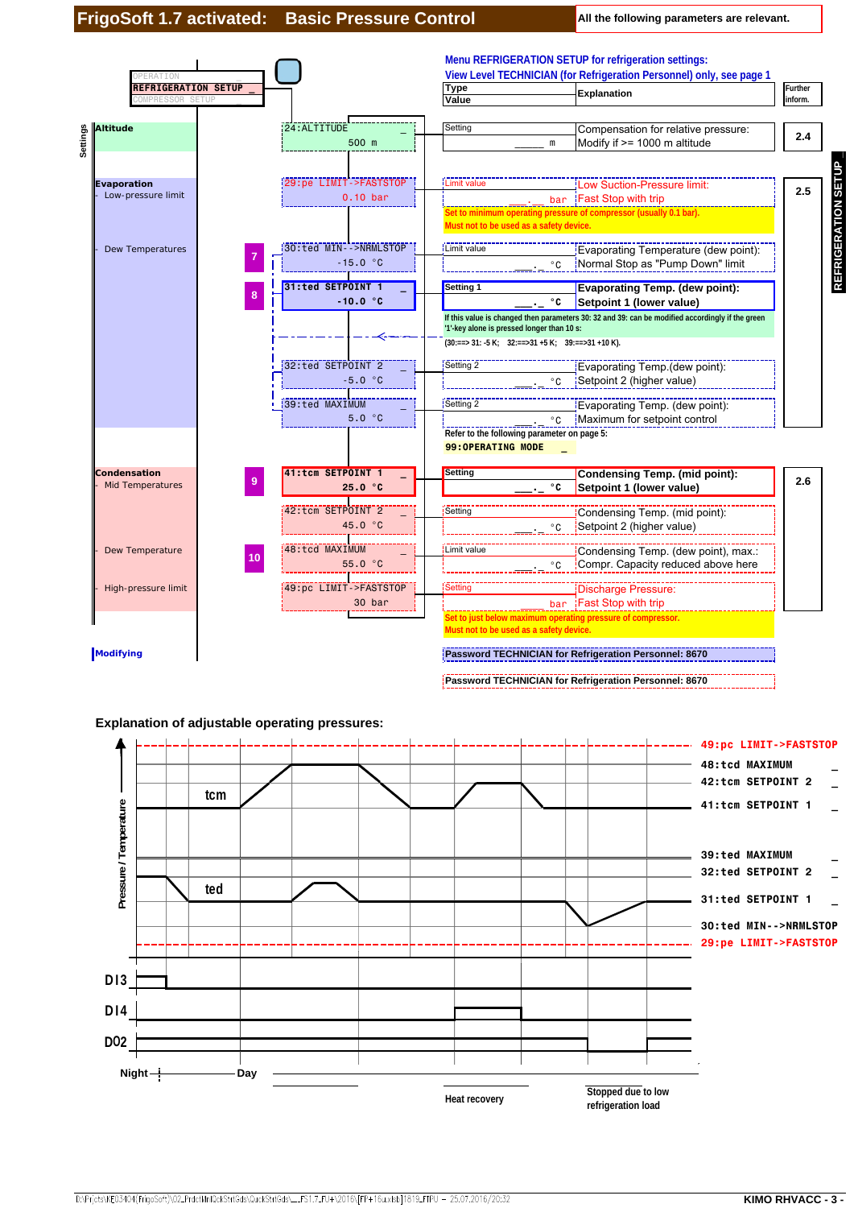# FrigoSoft 1.7 activated: Basic Pressure Control

All the following parameters are relevant.

**Menu REFRIGERATION SETUP for refrigeration settings:**
**View Level TECHNICIAN (for Refrigeration Personnel) only, see page 1**

OPERATION
REFRIGERATION SETUP _
COMPRESSOR SETUP

| Settings | | Parameter | Type / Value | Explanation | Further inform. |
|---|---|---|---|---|---|
| Altitude | | 24:ALTITUDE _ 500 m | Setting ____ m | Compensation for relative pressure: Modify if >= 1000 m altitude | 2.4 |
| Evaporation – Low-pressure limit | | 29:pe LIMIT->FASTSTOP 0.10 bar | Limit value _._ bar | Low Suction-Pressure limit: Fast Stop with trip. Set to minimum operating pressure of compressor (usually 0.1 bar). Must not to be used as a safety device. | 2.5 |
| – Dew Temperatures | 7 | 30:ted MIN-->NRMLSTOP -15.0 °C | Limit value _._ °C | Evaporating Temperature (dew point): Normal Stop as "Pump Down" limit | |
| | 8 | 31:ted SETPOINT 1 _ -10.0 °C | Setting 1 _._ °C | **Evaporating Temp. (dew point): Setpoint 1 (lower value)** If this value is changed then parameters 30: 32 and 39: can be modified accordingly if the green '1'-key alone is pressed longer than 10 s: (30:==> 31: -5 K; 32:==>31 +5 K; 39:==>31 +10 K). | |
| | | 32:ted SETPOINT 2 _ -5.0 °C | Setting 2 _._ °C | Evaporating Temp.(dew point): Setpoint 2 (higher value) | |
| | | 39:ted MAXIMUM 5.0 °C | Setting 2 _._ °C | Evaporating Temp. (dew point): Maximum for setpoint control. Refer to the following parameter on page 5: 99:OPERATING MODE _ | |
| Condensation – Mid Temperatures | 9 | 41:tcm SETPOINT 1 _ 25.0 °C | Setting _._ °C | **Condensing Temp. (mid point): Setpoint 1 (lower value)** | 2.6 |
| | | 42:tcm SETPOINT 2 _ 45.0 °C | Setting _._ °C | Condensing Temp. (mid point): Setpoint 2 (higher value) | |
| – Dew Temperature | 10 | 48:tcd MAXIMUM 55.0 °C | Limit value _._ °C | Condensing Temp. (dew point), max.: Compr. Capacity reduced above here | |
| – High-pressure limit | | 49:pc LIMIT->FASTSTOP 30 bar | Setting ___ bar | Discharge Pressure: Fast Stop with trip. Set to just below maximum operating pressure of compressor. Must not to be used as a safety device. | |
| Modifying | | | | **Password TECHNICIAN for Refrigeration Personnel: 8670** | |

**Password TECHNICIAN for Refrigeration Personnel: 8670**

REFRIGERATION SETUP

## Explanation of adjustable operating pressures:

Diagram: Pressure / Temperature (tcm, ted) and digital signals DI3, DI4, DO2 over time.

Levels (top to bottom):
- 49:pc LIMIT->FASTSTOP
- 48:tcd MAXIMUM _
- 42:tcm SETPOINT 2 _
- 41:tcm SETPOINT 1 _
- 39:ted MAXIMUM _
- 32:ted SETPOINT 2 _
- 31:ted SETPOINT 1 _
- 30:ted MIN-->NRMLSTOP
- 29:pe LIMIT->FASTSTOP

Signals: DI3, DI4, DO2

Night – Day

Heat recovery

Stopped due to low refrigeration load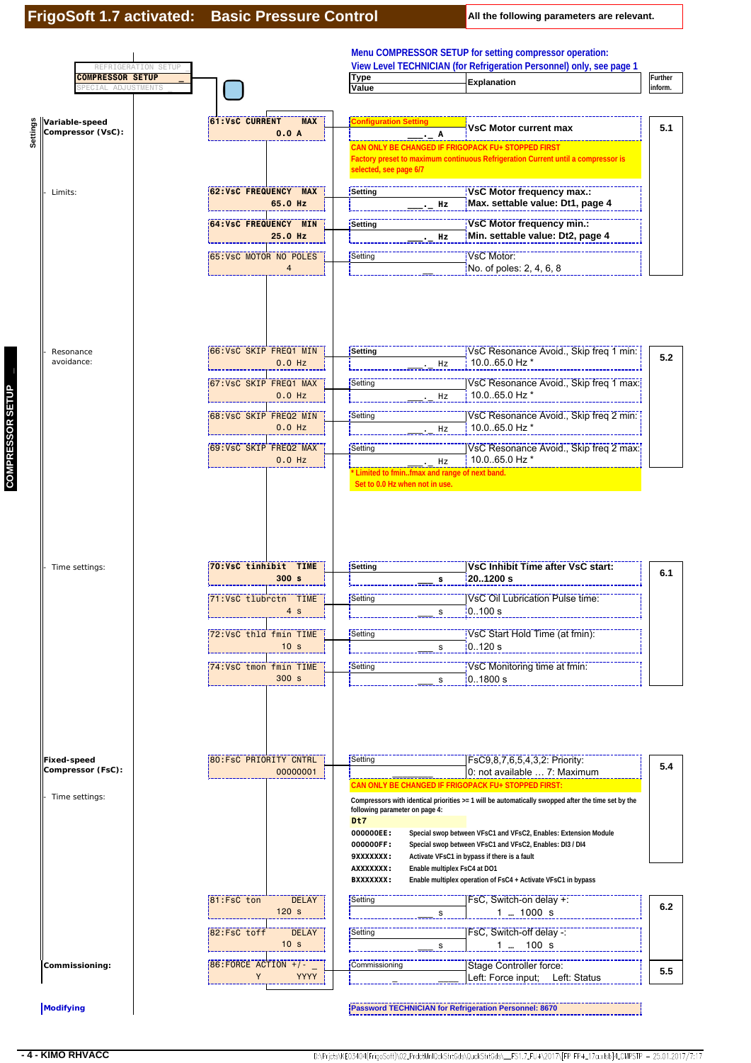# FrigoSoft 1.7 activated: Basic Pressure Control

All the following parameters are relevant.

REFRIGERATION SETUP
**COMPRESSOR SETUP**
SPECIAL ADJUSTMENTS

**Menu COMPRESSOR SETUP for setting compressor operation:**
**View Level TECHNICIAN (for Refrigeration Personnel) only, see page 1**

COMPRESSOR SETUP

| Settings | Display | Type / Value | Explanation | Further inform. |
|---|---|---|---|---|
| **Variable-speed Compressor (VsC):** | 61:VsC CURRENT MAX<br>0.0 A | Configuration Setting<br>___._ A | VsC Motor current max<br>CAN ONLY BE CHANGED IF FRIGOPACK FU+ STOPPED FIRST<br>Factory preset to maximum continuous Refrigeration Current until a compressor is selected, see page 6/7 | 5.1 |
| - Limits: | 62:VsC FREQUENCY MAX<br>65.0 Hz | Setting<br>___._ Hz | VsC Motor frequency max.:<br>Max. settable value: Dt1, page 4 | |
| | 64:VsC FREQUENCY MIN<br>25.0 Hz | Setting<br>___._ Hz | VsC Motor frequency min.:<br>Min. settable value: Dt2, page 4 | |
| | 65:VsC MOTOR NO POLES<br>4 | Setting<br>__ | VsC Motor:<br>No. of poles: 2, 4, 6, 8 | |
| - Resonance avoidance: | 66:VsC SKIP FREQ1 MIN<br>0.0 Hz | Setting<br>___._ Hz | VsC Resonance Avoid., Skip freq 1 min:<br>10.0..65.0 Hz * | 5.2 |
| | 67:VsC SKIP FREQ1 MAX<br>0.0 Hz | Setting<br>___._ Hz | VsC Resonance Avoid., Skip freq 1 max:<br>10.0..65.0 Hz * | |
| | 68:VsC SKIP FREQ2 MIN<br>0.0 Hz | Setting<br>___._ Hz | VsC Resonance Avoid., Skip freq 2 min:<br>10.0..65.0 Hz * | |
| | 69:VsC SKIP FREQ2 MAX<br>0.0 Hz | Setting<br>___._ Hz | VsC Resonance Avoid., Skip freq 2 max:<br>10.0..65.0 Hz *<br>* Limited to fmin..fmax and range of next band.<br>Set to 0.0 Hz when not in use. | |
| - Time settings: | 70:VsC tinhibit TIME<br>300 s | Setting<br>___ s | VsC Inhibit Time after VsC start:<br>20..1200 s | 6.1 |
| | 71:VsC tlubrctn TIME<br>4 s | Setting<br>___ s | VsC Oil Lubrication Pulse time:<br>0..100 s | |
| | 72:VsC thld fmin TIME<br>10 s | Setting<br>___ s | VsC Start Hold Time (at fmin):<br>0..120 s | |
| | 74:VsC tmon fmin TIME<br>300 s | Setting<br>___ s | VsC Monitoring time at fmin:<br>0..1800 s | |
| **Fixed-speed Compressor (FsC):** | 80:FsC PRIORITY CNTRL<br>00000001 | Setting<br>________ | FsC9,8,7,6,5,4,3,2: Priority:<br>0: not available … 7: Maximum<br>CAN ONLY BE CHANGED IF FRIGOPACK FU+ STOPPED FIRST: | 5.4 |
| - Time settings: | 81:FsC ton DELAY<br>120 s | Setting<br>___ s | FsC, Switch-on delay +:<br>1 … 1000 s | 6.2 |
| | 82:FsC toff DELAY<br>10 s | Setting<br>___ s | FsC, Switch-off delay -:<br>1 … 100 s | |
| **Commissioning:** | 86:FORCE ACTION +/- _<br>Y YYYY | Commissioning<br>_ ____ | Stage Controller force:<br>Left: Force input; Left: Status | 5.5 |

Compressors with identical priorities >= 1 will be automatically swopped after the time set by the following parameter on page 4:

**Dt7**

| Value | Meaning |
|---|---|
| 000000EE: | Special swop between VFsC1 and VFsC2, Enables: Extension Module |
| 000000FF: | Special swop between VFsC1 and VFsC2, Enables: DI3 / DI4 |
| 9XXXXXXX: | Activate VFsC1 in bypass if there is a fault |
| AXXXXXXX: | Enable multiplex FsC4 at DO1 |
| BXXXXXXX: | Enable multiplex operation of FsC4 + Activate VFsC1 in bypass |

**Modifying**

Password TECHNICIAN for Refrigeration Personnel: 8670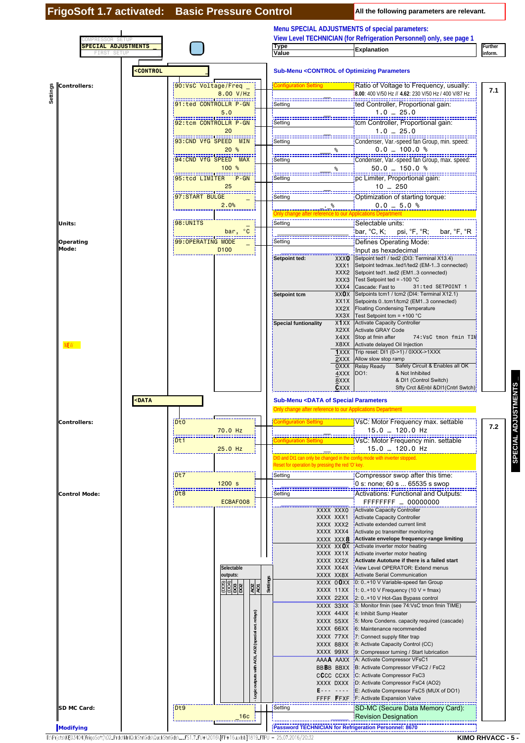# FrigoSoft 1.7 activated: Basic Pressure Control

All the following parameters are relevant.

COMPRESSOR SETUP
**SPECIAL ADJUSTMENTS**
FIRST SETUP

**Menu SPECIAL ADJUSTMENTS of special parameters:**
**View Level TECHNICIAN (for Refrigeration Personnel) only, see page 1**

## <CONTROL

**Sub-Menu <CONTROL of Optimizing Parameters**

| Group | Parameter | Type / Value | Explanation | Further inform. |
|---|---|---|---|---|
| **Controllers:** | 90:VsC Voltage/Freq — 8.00 V/Hz | Configuration Setting | Ratio of Voltage to Frequency, usually: **8.00**: 400 V/50 Hz // **4.62**: 230 V/50 Hz / 400 V/87 Hz | 7.1 |
| | 91:ted CONTROLLR P-GN — 5.0 | Setting | ted Controller, Proportional gain: 1.0 … 25.0 | |
| | 92:tcm CONTROLLR P-GN — 20 | Setting | tcm Controller, Proportional gain: 1.0 … 25.0 | |
| | 93:CND VfG SPEED MIN — 20 % | Setting % | Condenser, Var.-speed fan Group, min. speed: 0.0 … 100.0 % | |
| | 94:CND VfG SPEED MAX — 100 % | Setting % | Condenser, Var.-speed fan Group, max. speed: 50.0 … 150.0 % | |
| | 95:tcd LIMITER P-GN — 25 | Setting | pc Limiter, Proportional gain: 10 … 250 | |
| | 97:START BULGE — 2.0% | Setting % | Optimization of starting torque: 0.0 … 5.0 % | |
| | | Only change after reference to our Applications Department | | |
| **Units:** | 98:UNITS — bar, °C | Setting | Selectable units: bar, °C, K; psi, °F, °R; bar, °F, °R | |
| **Operating Mode:** | 99:OPERATING MODE — D100 | Setting | Defines Operating Mode: Input as hexadecimal | |

| Function | Code | Description |
|---|---|---|
| **Setpoint ted:** | XXX**0** | Setpoint ted1 / ted2 (DI3: Terminal X13.4) |
| | XXX1 | Setpoint tedmax..ted1/ted2 (EM1..3 connected) |
| | XXX2 | Setpoint ted1..ted2 (EM1..3 connected) |
| | XXX3 | Test Setpoint ted = -100 °C |
| | XXX4 | Cascade: Fast to 31:ted SETPOINT 1 |
| **Setpoint tcm** | XX**0**X | Setpoints tcm1 / tcm2 (DI4: Terminal X12.1) |
| | XX1X | Setpoints 0..tcm1/tcm2 (EM1..3 connected) |
| | XX2X | Floating Condensing Temperature |
| | XX3X | Test Setpoint tcm = +100 °C |
| **Special funtionality** | X**1**XX | Activate Capacity Controller |
| | X2XX | Activate GRAY Code |
| | X4XX | Stop at fmin after 74:VsC tmon fmin TIM |
| | X8XX | Activate delayed Oil Injection |
| | **1**XXX | Trip reset: DI1 (0->1) / 0XXX->1XXX |
| | 2XXX | Allow slow stop ramp |
| | 0XXX | Relay Ready DO1: Safety Circuit & Enables all OK |
| | 4XXX | & Not Inhibited |
| | 8XXX | & DI1 (Control Switch) |
| | **C**XXX | Sfty Crct &Enbl &DI1(Cntrl Swtch) |

NEW

## <DATA

**Sub-Menu <DATA of Special Parameters**

Only change after reference to our Applications Department

| Group | Parameter | Type / Value | Explanation | Further inform. |
|---|---|---|---|---|
| **Controllers:** | Dt0 — 70.0 Hz | Configuration Setting | VsC: Motor Frequency max. settable 15.0 … 120.0 Hz | 7.2 |
| | Dt1 — 25.0 Hz | Configuration Setting | VsC: Motor Frequency min. settable 15.0 … 120.0 Hz | |
| | | Dt0 and Dt1 can only be changed in the config mode with inverter stopped. Reset for operation by pressing the red 'O' key. | | |
| | Dt7 — 1200 s | Setting | Compressor swop after this time: 0 s: none; 60 s ... 65535 s swop | |
| **Control Mode:** | Dt8 — ECBAF008 | Setting | Activations: Functional and Outputs: FFFFFFFF … 00000000 | |

| Code | Description |
|---|---|
| XXXX XXX0 | Activate Capacity Controller |
| XXXX XXX1 | Activate Capacity Controller |
| XXXX XXX2 | Activate extended current limit |
| XXXX XXX4 | Activate pc transmitter monitoring |
| XXXX XXX**8** | **Activate envelope frequency-range limiting** |
| XXXX XX**0**X | Activate inverter motor heating |
| XXXX XX1X | Activate inverter motor heating |
| XXXX XX2X | **Activate Autotune if there is a failed start** |
| XXXX XX4X | View Level OPERATOR: Extend menus |
| XXXX XX8X | Activate Serial Communication |
| XXXX **0**0XX | 0: 0..+10 V Variable-speed fan Group |
| XXXX 11XX | 1: 0..+10 V Frequency (10 V = fmax) |
| XXXX 22XX | 2: 0..+10 V Hot-Gas Bypass control |
| XXXX 33XX | 3: Monitor fmin (see 74:VsC tmon fmin TIME) |
| XXXX 44XX | 4: Inhibit Sump Heater |
| XXXX 55XX | 5: More Condens. capacity required (cascade) |
| XXXX 66XX | 6: Maintenance recommended |
| XXXX 77XX | 7: Connect supply filter trap |
| XXXX 88XX | 8: Activate Capacity Control (CC) |
| XXXX 99XX | 9: Compressor turning / Start lubrication |
| AAA**A** AAXX | A: Activate Compressor VFsC1 |
| BB**B**B BBXX | B: Activate Compressor VFsC2 / FsC2 |
| C**C**CC CCXX | C: Activate Compressor FsC3 |
| XXXX DXXX | D: Activate Compressor FsC4 (AO2) |
| **E**--- ---- | E: Activate Compressor FsC5 (MUX of DO1) |
| FFFF **F**FXF | F: Activate Expansion Valve |

Selectable outputs: (DO5) (DO4) DO3 DO2 AO2 AO1 Settings — Logic outputs with AO1, AO2 (special ext. relays)

| Group | Parameter | Type / Value | Explanation |
|---|---|---|---|
| **SD MC Card:** | Dt9 — _16c | Setting | SD-MC (Secure Data Memory Card): Revision Designation |

**Modifying**

**Password TECHNICIAN for Refrigeration Personnel: 8670**

SPECIAL ADJUSTMENTS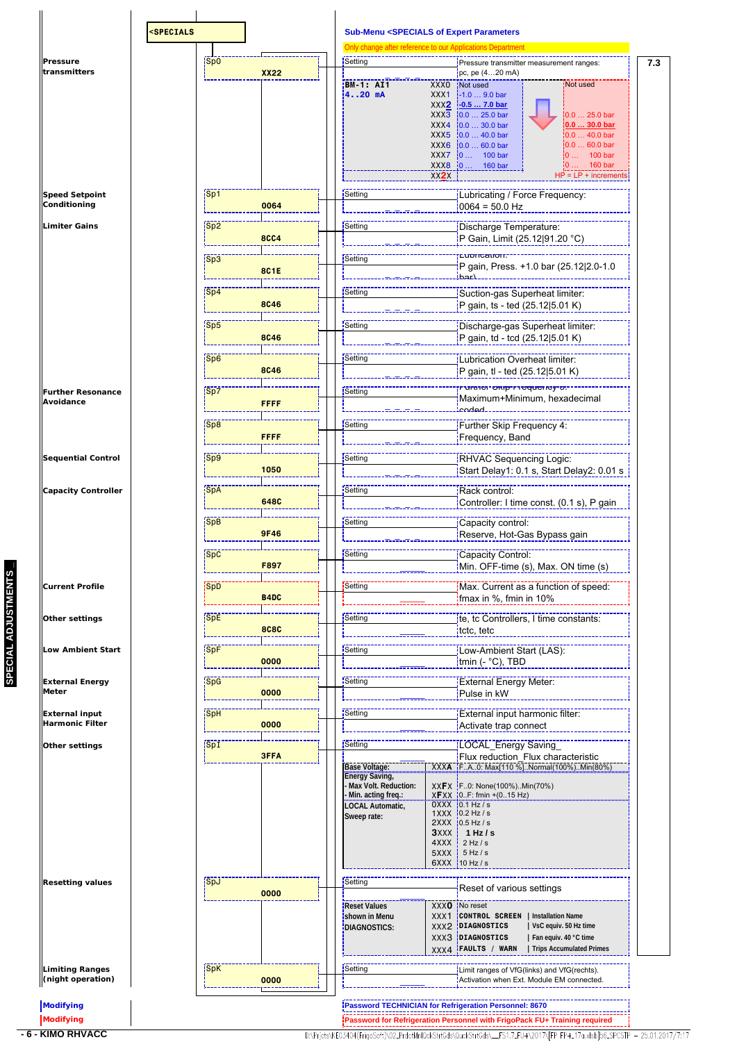## <SPECIALS

**Sub-Menu <SPECIALS of Expert Parameters**

Only change after reference to our Applications Department

7.3

| Function | Parameter | Value | Setting | Description |
|---|---|---|---|---|
| **Pressure transmitters** | Sp0 | XX22 | Setting | Pressure transmitter measurement ranges: pc, pe (4…20 mA) |
| **Speed Setpoint Conditioning** | Sp1 | 0064 | Setting | Lubricating / Force Frequency: 0064 = 50.0 Hz |
| **Limiter Gains** | Sp2 | 8CC4 | Setting | Discharge Temperature: P Gain, Limit (25.12\|91.20 °C) |
| | Sp3 | 8C1E | Setting | Lubrication: P gain, Press. +1.0 bar (25.12\|2.0-1.0 bar) |
| | Sp4 | 8C46 | Setting | Suction-gas Superheat limiter: P gain, ts - ted (25.12\|5.01 K) |
| | Sp5 | 8C46 | Setting | Discharge-gas Superheat limiter: P gain, td - tcd (25.12\|5.01 K) |
| | Sp6 | 8C46 | Setting | Lubrication Overheat limiter: P gain, tl - ted (25.12\|5.01 K) |
| **Further Resonance Avoidance** | Sp7 | FFFF | Setting | Further Skip Frequency 3: Maximum+Minimum, hexadecimal coded |
| | Sp8 | FFFF | Setting | Further Skip Frequency 4: Frequency, Band |
| **Sequential Control** | Sp9 | 1050 | Setting | RHVAC Sequencing Logic: Start Delay1: 0.1 s, Start Delay2: 0.01 s |
| **Capacity Controller** | SpA | 648C | Setting | Rack control: Controller: I time const. (0.1 s), P gain |
| | SpB | 9F46 | Setting | Capacity control: Reserve, Hot-Gas Bypass gain |
| | SpC | F897 | Setting | Capacity Control: Min. OFF-time (s), Max. ON time (s) |
| **Current Profile** | SpD | B4DC | Setting | Max. Current as a function of speed: fmax in %, fmin in 10% |
| **Other settings** | SpE | 8C8C | Setting | te, tc Controllers, I time constants: tctc, tetc |
| **Low Ambient Start** | SpF | 0000 | Setting | Low-Ambient Start (LAS): tmin (- °C), TBD |
| **External Energy Meter** | SpG | 0000 | Setting | External Energy Meter: Pulse in kW |
| **External input Harmonic Filter** | SpH | 0000 | Setting | External input harmonic filter: Activate trap connect |
| **Other settings** | SpI | 3FFA | Setting | LOCAL_Energy Saving_ Flux reduction_Flux characteristic |
| **Resetting values** | SpJ | 0000 | Setting | Reset of various settings |
| **Limiting Ranges (night operation)** | SpK | 0000 | Setting | Limit ranges of VfG(links) and VfG(rechts). Activation when Ext. Module EM connected. |

**Sp0 – BM-1: AI1 4..20 mA**

| Code | Not used | | Not used |
|---|---|---|---|
| XXX0 | Not used | | Not used |
| XXX1 | -1.0 … 9.0 bar | | |
| XXX2 | **-0.5 … 7.0 bar** | | |
| XXX3 | 0.0 … 25.0 bar | | 0.0 … 25.0 bar |
| XXX4 | 0.0 … 30.0 bar | | **0.0 … 30.0 bar** |
| XXX5 | 0.0 … 40.0 bar | | 0.0 … 40.0 bar |
| XXX6 | 0.0 … 60.0 bar | | 0.0 … 60.0 bar |
| XXX7 | 0 … 100 bar | | 0 … 100 bar |
| XXX8 | 0 … 160 bar | | 0 … 160 bar |
| XX2X | | | HP = LP + increments |

**SpI**

| Setting | Code | Description |
|---|---|---|
| Base Voltage: | XXXA | F..A..0: Max(110 %)..Normal(100%)..Min(80%) |
| Energy Saving, - Max Volt. Reduction: | XXFX | F..0: None(100%)..Min(70%) |
| - Min. acting freq.: | XFXX | 0..F: fmin +(0..15 Hz) |
| LOCAL Automatic, Sweep rate: | 0XXX | 0.1 Hz / s |
| | 1XXX | 0.2 Hz / s |
| | 2XXX | 0.5 Hz / s |
| | **3XXX** | **1 Hz / s** |
| | 4XXX | 2 Hz / s |
| | 5XXX | 5 Hz / s |
| | 6XXX | 10 Hz / s |

**SpJ**

| Setting | Code | Description | |
|---|---|---|---|
| Reset Values shown in Menu DIAGNOSTICS: | XXX0 | No reset | |
| | XXX1 | CONTROL SCREEN | Installation Name |
| | XXX2 | DIAGNOSTICS | VsC equiv. 50 Hz time |
| | XXX3 | DIAGNOSTICS | Fan equiv. 40 °C time |
| | XXX4 | FAULTS / WARN | Trips Accumulated Primes |

**Modifying** – Password TECHNICIAN for Refrigeration Personnel: 8670

**Modifying** – Password for Refrigeration Personnel with FrigoPack FU+ Training required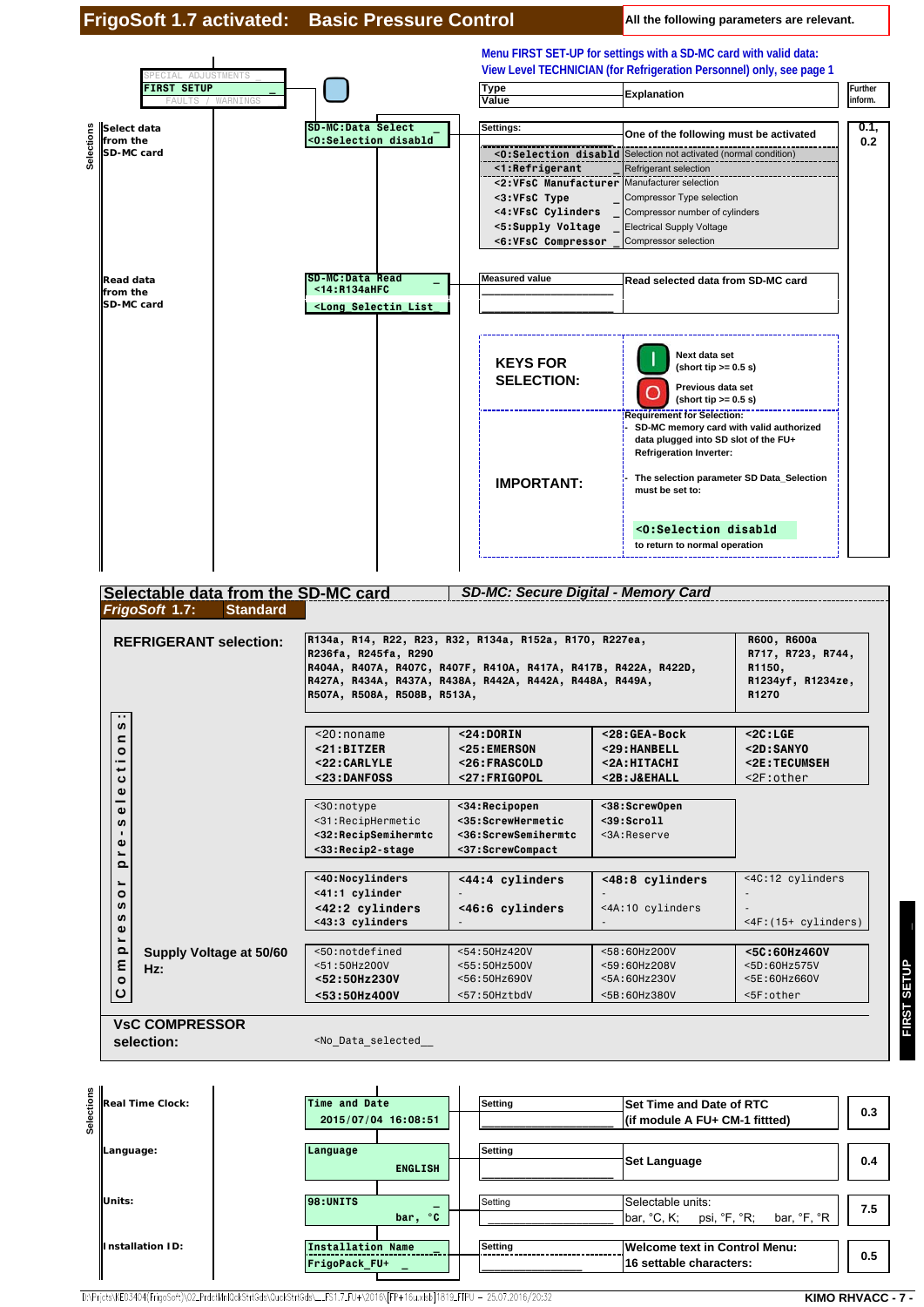# FrigoSoft 1.7 activated: Basic Pressure Control

All the following parameters are relevant.

Menu FIRST SET-UP for settings with a SD-MC card with valid data:
View Level TECHNICIAN (for Refrigeration Personnel) only, see page 1

SPECIAL ADJUSTMENTS
**FIRST SETUP**
FAULTS / WARNINGS

| Selections | Display | Type / Value | Explanation | Further inform. |
|---|---|---|---|---|
| **Select data from the SD-MC card** | SD-MC:Data Select <0:Selection disabld | Settings: | One of the following must be activated | 0.1, 0.2 |
| | | <0:Selection disabld | Selection not activated (normal condition) | |
| | | <1:Refrigerant | Refrigerant selection | |
| | | <2:VFsC Manufacturer | Manufacturer selection | |
| | | <3:VFsC Type | Compressor Type selection | |
| | | <4:VFsC Cylinders | Compressor number of cylinders | |
| | | <5:Supply Voltage | Electrical Supply Voltage | |
| | | <6:VFsC Compressor | Compressor selection | |
| **Read data from the SD-MC card** | SD-MC:Data Read <14:R134aHFC <Long Selectin List | Measured value | Read selected data from SD-MC card | |

**KEYS FOR SELECTION:**

- I: Next data set (short tip >= 0.5 s)
- O: Previous data set (short tip >= 0.5 s)

**IMPORTANT:**

Requirement for Selection:
- SD-MC memory card with valid authorized data plugged into SD slot of the FU+ Refrigeration Inverter:
- The selection parameter SD Data_Selection must be set to:

<0:Selection disabld
to return to normal operation

## Selectable data from the SD-MC card

*SD-MC: Secure Digital - Memory Card*

*FrigoSoft 1.7:* **Standard**

**REFRIGERANT selection:**

R134a, R14, R22, R23, R32, R134a, R152a, R170, R227ea, R236fa, R245fa, R290
R404A, R407A, R407C, R407F, R410A, R417A, R417B, R422A, R422D,
R427A, R434A, R437A, R438A, R442A, R442A, R448A, R449A,
R507A, R508A, R508B, R513A,
R600, R600a
R717, R723, R744,
R1150,
R1234yf, R1234ze,
R1270

**Compressor pre-selections:**

| | | | |
|---|---|---|---|
| <20:noname | **<24:DORIN** | **<28:GEA-Bock** | **<2C:LGE** |
| **<21:BITZER** | **<25:EMERSON** | **<29:HANBELL** | **<2D:SANYO** |
| **<22:CARLYLE** | **<26:FRASCOLD** | **<2A:HITACHI** | **<2E:TECUMSEH** |
| **<23:DANFOSS** | **<27:FRIGOPOL** | **<2B:J&EHALL** | <2F:other |

| | | | |
|---|---|---|---|
| <30:notype | **<34:Recipopen** | **<38:ScrewOpen** | |
| <31:RecipHermetic | **<35:ScrewHermetic** | **<39:Scroll** | |
| **<32:RecipSemihermtc** | **<36:ScrewSemihermtc** | <3A:Reserve | |
| **<33:Recip2-stage** | **<37:ScrewCompact** | | |

| | | | |
|---|---|---|---|
| **<40:Nocylinders** | **<44:4 cylinders** | **<48:8 cylinders** | <4C:12 cylinders |
| **<41:1 cylinder** | - | - | - |
| **<42:2 cylinders** | **<46:6 cylinders** | <4A:10 cylinders | - |
| **<43:3 cylinders** | - | - | <4F:(15+ cylinders) |

**Supply Voltage at 50/60 Hz:**

| | | | |
|---|---|---|---|
| <50:notdefined | <54:50Hz420V | <58:60Hz200V | **<5C:60Hz460V** |
| <51:50Hz200V | <55:50Hz500V | <59:60Hz208V | <5D:60Hz575V |
| **<52:50Hz230V** | <56:50Hz690V | <5A:60Hz230V | <5E:60Hz660V |
| **<53:50Hz400V** | <57:50HztbdV | <5B:60Hz380V | <5F:other |

**VsC COMPRESSOR selection:** <No_Data_selected__

| Selections | Display | Type | Explanation | Further inform. |
|---|---|---|---|---|
| **Real Time Clock:** | Time and Date 2015/07/04 16:08:51 | Setting | Set Time and Date of RTC (if module A FU+ CM-1 fittted) | 0.3 |
| **Language:** | Language ENGLISH | Setting | Set Language | 0.4 |
| **Units:** | 98:UNITS bar, °C | Setting | Selectable units: bar, °C, K; psi, °F, °R; bar, °F, °R | 7.5 |
| **Installation ID:** | Installation Name FrigoPack_FU+ | Setting | Welcome text in Control Menu: 16 settable characters: | 0.5 |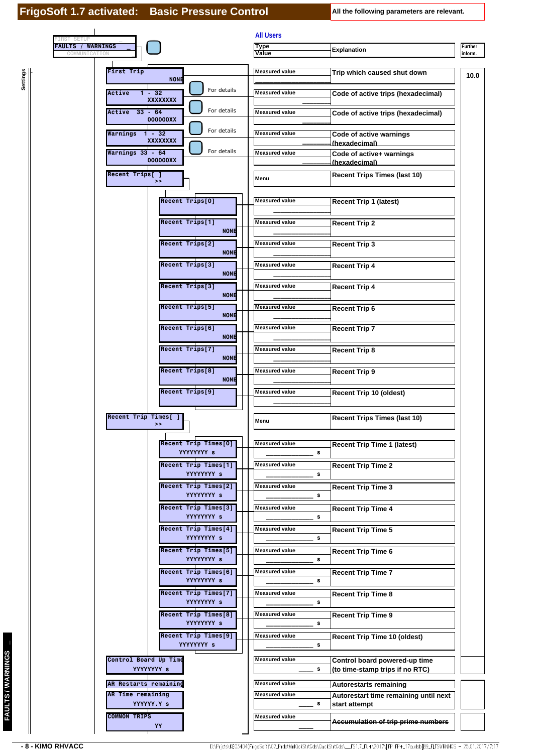# FrigoSoft 1.7 activated: Basic Pressure Control

All the following parameters are relevant.

FIRST SETUP
FAULTS / WARNINGS
COMMUNICATION

**All Users**

| Display | | Type / Value | Explanation | Further inform. |
|---|---|---|---|---|
| First Trip NONE | | Measured value | Trip which caused shut down | 10.0 |
| Active 1 - 32 XXXXXXXX | For details | Measured value | Code of active trips (hexadecimal) | |
| Active 33 - 64 000000XX | For details | Measured value | Code of active trips (hexadecimal) | |
| Warnings 1 - 32 XXXXXXXX | For details | Measured value | Code of active warnings (hexadecimal) | |
| Warnings 33 - 64 000000XX | For details | Measured value | Code of active+ warnings (hexadecimal) | |
| Recent Trips[ ] >> | | Menu | Recent Trips Times (last 10) | |
| Recent Trips[0] | | Measured value | Recent Trip 1 (latest) | |
| Recent Trips[1] NONE | | Measured value | Recent Trip 2 | |
| Recent Trips[2] NONE | | Measured value | Recent Trip 3 | |
| Recent Trips[3] NONE | | Measured value | Recent Trip 4 | |
| Recent Trips[3] NONE | | Measured value | Recent Trip 4 | |
| Recent Trips[5] NONE | | Measured value | Recent Trip 6 | |
| Recent Trips[6] NONE | | Measured value | Recent Trip 7 | |
| Recent Trips[7] NONE | | Measured value | Recent Trip 8 | |
| Recent Trips[8] NONE | | Measured value | Recent Trip 9 | |
| Recent Trips[9] | | Measured value | Recent Trip 10 (oldest) | |
| Recent Trip Times[ ] >> | | Menu | Recent Trips Times (last 10) | |
| Recent Trip Times[0] YYYYYYYY s | | Measured value ___ s | Recent Trip Time 1 (latest) | |
| Recent Trip Times[1] YYYYYYYY s | | Measured value ___ s | Recent Trip Time 2 | |
| Recent Trip Times[2] YYYYYYYY s | | Measured value ___ s | Recent Trip Time 3 | |
| Recent Trip Times[3] YYYYYYYY s | | Measured value ___ s | Recent Trip Time 4 | |
| Recent Trip Times[4] YYYYYYYY s | | Measured value ___ s | Recent Trip Time 5 | |
| Recent Trip Times[5] YYYYYYYY s | | Measured value ___ s | Recent Trip Time 6 | |
| Recent Trip Times[6] YYYYYYYY s | | Measured value ___ s | Recent Trip Time 7 | |
| Recent Trip Times[7] YYYYYYYY s | | Measured value ___ s | Recent Trip Time 8 | |
| Recent Trip Times[8] YYYYYYYY s | | Measured value ___ s | Recent Trip Time 9 | |
| Recent Trip Times[9] YYYYYYYY s | | Measured value ___ s | Recent Trip Time 10 (oldest) | |
| Control Board Up Time YYYYYYYY s | | Measured value ___ s | Control board powered-up time (to time-stamp trips if no RTC) | |
| AR Restarts remaining | | Measured value | Autorestarts remaining | |
| AR Time remaining YYYYYY.Y s | | Measured value ___ s | Autorestart time remaining until next start attempt | |
| COMMON TRIPS YY | | Measured value | ~~Accumulation of trip prime numbers~~ | |

Settings

FAULTS / WARNINGS

- 8 - KIMO RHVACC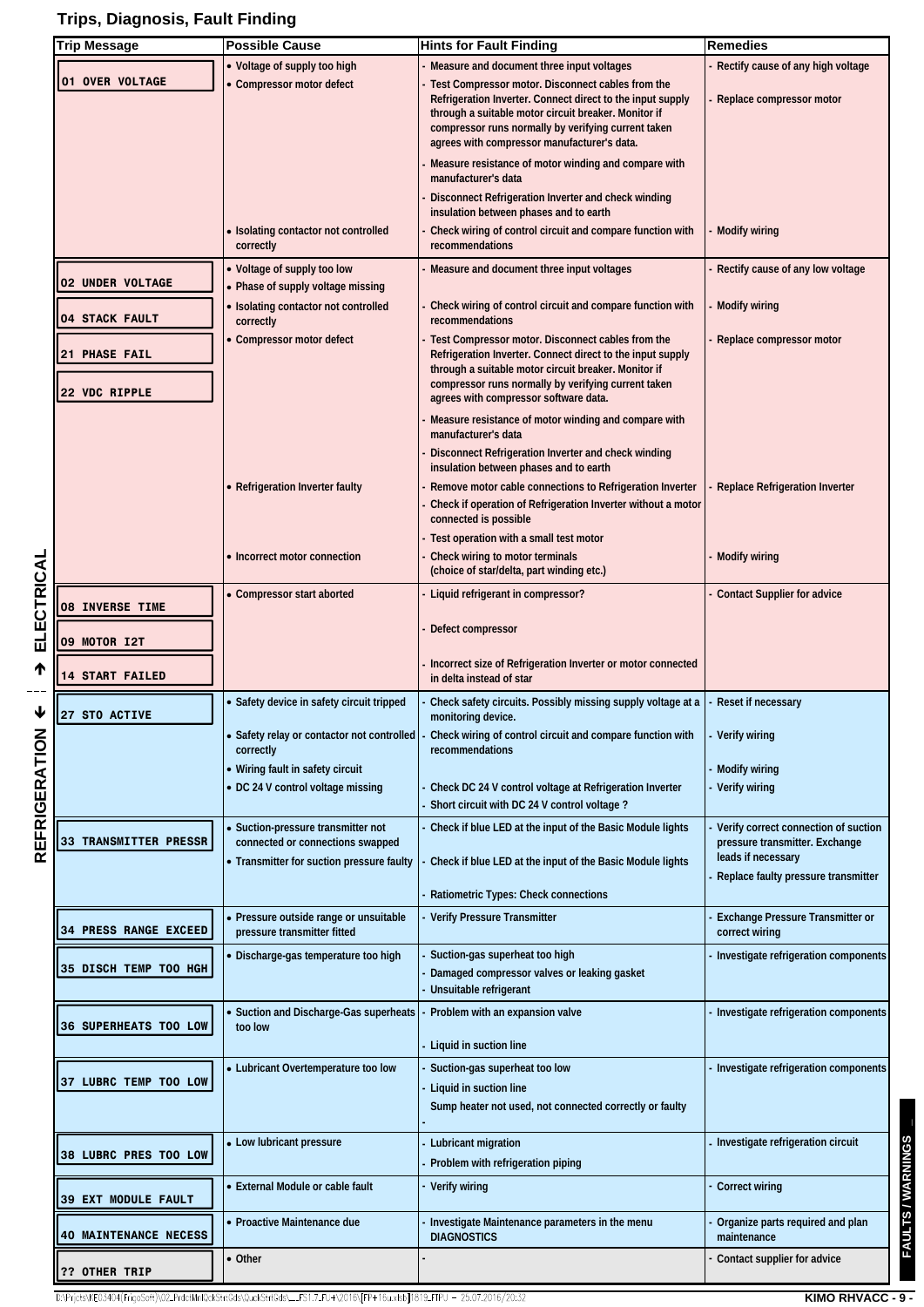## Trips, Diagnosis, Fault Finding

| Trip Message | Possible Cause | Hints for Fault Finding | Remedies |
|---|---|---|---|
| 01 OVER VOLTAGE | • Voltage of supply too high | - Measure and document three input voltages | - Rectify cause of any high voltage |
| | • Compressor motor defect | - Test Compressor motor. Disconnect cables from the Refrigeration Inverter. Connect direct to the input supply through a suitable motor circuit breaker. Monitor if compressor runs normally by verifying current taken agrees with compressor manufacturer's data.<br>- Measure resistance of motor winding and compare with manufacturer's data<br>- Disconnect Refrigeration Inverter and check winding insulation between phases and to earth | - Replace compressor motor |
| | • Isolating contactor not controlled correctly | - Check wiring of control circuit and compare function with recommendations | - Modify wiring |
| 02 UNDER VOLTAGE<br>04 STACK FAULT<br>21 PHASE FAIL<br>22 VDC RIPPLE | • Voltage of supply too low<br>• Phase of supply voltage missing | - Measure and document three input voltages | - Rectify cause of any low voltage |
| | • Isolating contactor not controlled correctly | - Check wiring of control circuit and compare function with recommendations | - Modify wiring |
| | • Compressor motor defect | - Test Compressor motor. Disconnect cables from the Refrigeration Inverter. Connect direct to the input supply through a suitable motor circuit breaker. Monitor if compressor runs normally by verifying current taken agrees with compressor software data.<br>- Measure resistance of motor winding and compare with manufacturer's data<br>- Disconnect Refrigeration Inverter and check winding insulation between phases and to earth | - Replace compressor motor |
| | • Refrigeration Inverter faulty | - Remove motor cable connections to Refrigeration Inverter<br>- Check if operation of Refrigeration Inverter without a motor connected is possible<br>- Test operation with a small test motor | - Replace Refrigeration Inverter |
| | • Incorrect motor connection | - Check wiring to motor terminals (choice of star/delta, part winding etc.) | - Modify wiring |
| 08 INVERSE TIME<br>09 MOTOR I2T<br>14 START FAILED | • Compressor start aborted | - Liquid refrigerant in compressor?<br>- Defect compressor<br>- Incorrect size of Refrigeration Inverter or motor connected in delta instead of star | - Contact Supplier for advice |
| 27 STO ACTIVE | • Safety device in safety circuit tripped | - Check safety circuits. Possibly missing supply voltage at a monitoring device. | - Reset if necessary |
| | • Safety relay or contactor not controlled correctly | - Check wiring of control circuit and compare function with recommendations | - Verify wiring |
| | • Wiring fault in safety circuit | | - Modify wiring |
| | • DC 24 V control voltage missing | - Check DC 24 V control voltage at Refrigeration Inverter<br>- Short circuit with DC 24 V control voltage ? | - Verify wiring |
| 33 TRANSMITTER PRESSR | • Suction-pressure transmitter not connected or connections swapped | - Check if blue LED at the input of the Basic Module lights | - Verify correct connection of suction pressure transmitter. Exchange leads if necessary |
| | • Transmitter for suction pressure faulty | - Check if blue LED at the input of the Basic Module lights<br>- Ratiometric Types: Check connections | - Replace faulty pressure transmitter |
| 34 PRESS RANGE EXCEED | • Pressure outside range or unsuitable pressure transmitter fitted | - Verify Pressure Transmitter | - Exchange Pressure Transmitter or correct wiring |
| 35 DISCH TEMP TOO HGH | • Discharge-gas temperature too high | - Suction-gas superheat too high<br>- Damaged compressor valves or leaking gasket<br>- Unsuitable refrigerant | - Investigate refrigeration components |
| 36 SUPERHEATS TOO LOW | • Suction and Discharge-Gas superheats too low | - Problem with an expansion valve<br>- Liquid in suction line | - Investigate refrigeration components |
| 37 LUBRC TEMP TOO LOW | • Lubricant Overtemperature too low | - Suction-gas superheat too low<br>- Liquid in suction line<br>- Sump heater not used, not connected correctly or faulty | - Investigate refrigeration components |
| 38 LUBRC PRES TOO LOW | • Low lubricant pressure | - Lubricant migration<br>- Problem with refrigeration piping | - Investigate refrigeration circuit |
| 39 EXT MODULE FAULT | • External Module or cable fault | - Verify wiring | - Correct wiring |
| 40 MAINTENANCE NECESS | • Proactive Maintenance due | - Investigate Maintenance parameters in the menu DIAGNOSTICS | - Organize parts required and plan maintenance |
| ?? OTHER TRIP | • Other | - | - Contact supplier for advice |

REFRIGERATION ↓ --- ↑ ELECTRICAL

FAULTS / WARNINGS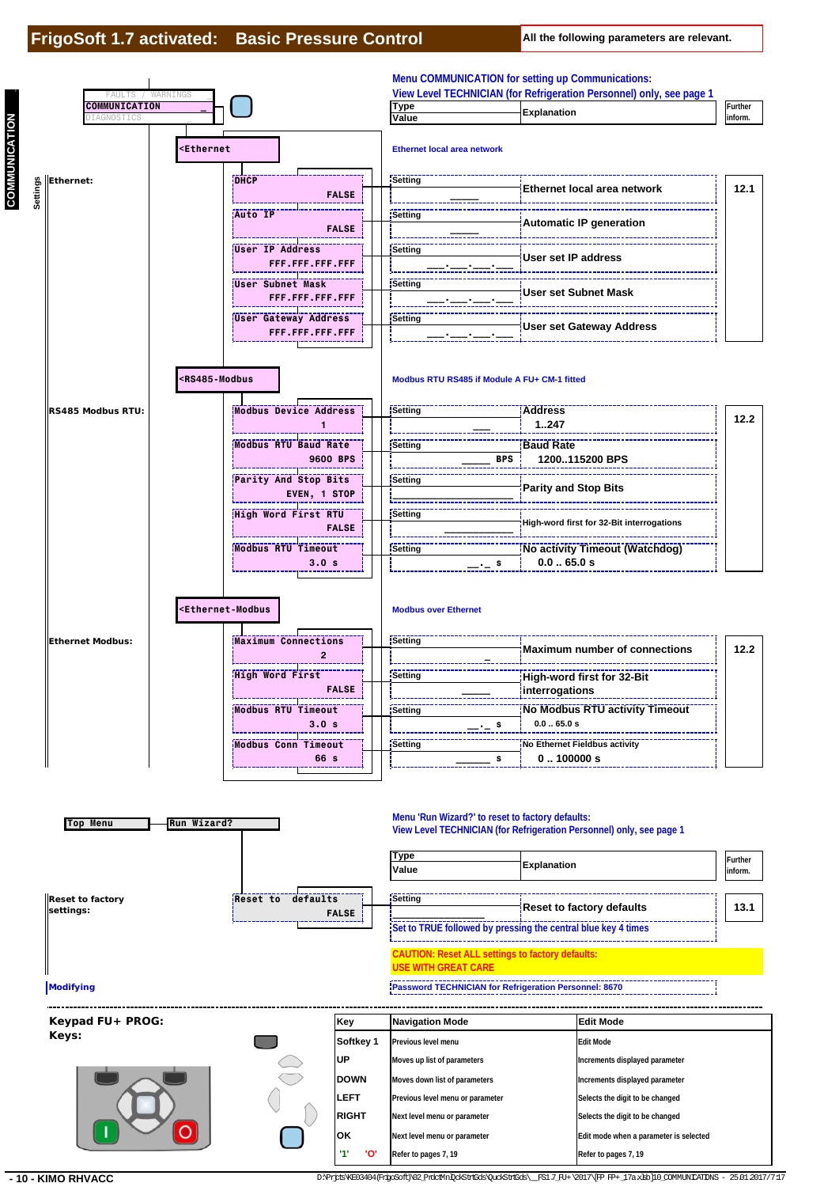# FrigoSoft 1.7 activated: Basic Pressure Control

All the following parameters are relevant.

COMMUNICATION — Settings

FAULTS / WARNINGS
COMMUNICATION
DIAGNOSTICS

**Menu COMMUNICATION for setting up Communications:**
**View Level TECHNICIAN (for Refrigeration Personnel) only, see page 1**

| Section | Menu | Parameter (default) | Type / Value | Explanation | Further inform. |
|---|---|---|---|---|---|
| Ethernet: | <Ethernet | | | Ethernet local area network | |
| | | DHCP — FALSE | Setting ____ | Ethernet local area network | 12.1 |
| | | Auto IP — FALSE | Setting ____ | Automatic IP generation | |
| | | User IP Address — FFF.FFF.FFF.FFF | Setting ___.___.___.___ | User set IP address | |
| | | User Subnet Mask — FFF.FFF.FFF.FFF | Setting ___.___.___.___ | User set Subnet Mask | |
| | | User Gateway Address — FFF.FFF.FFF.FFF | Setting ___.___.___.___ | User set Gateway Address | |
| RS485 Modbus RTU: | <RS485-Modbus | | | Modbus RTU RS485 if Module A FU+ CM-1 fitted | |
| | | Modbus Device Address — 1 | Setting ___ | Address 1..247 | 12.2 |
| | | Modbus RTU Baud Rate — 9600 BPS | Setting ____ BPS | Baud Rate 1200..115200 BPS | |
| | | Parity And Stop Bits — EVEN, 1 STOP | Setting ____ | Parity and Stop Bits | |
| | | High Word First RTU — FALSE | Setting ____ | High-word first for 32-Bit interrogations | |
| | | Modbus RTU Timeout — 3.0 s | Setting __._ s | No activity Timeout (Watchdog) 0.0 .. 65.0 s | |
| Ethernet Modbus: | <Ethernet-Modbus | | | Modbus over Ethernet | |
| | | Maximum Connections — 2 | Setting _ | Maximum number of connections | 12.2 |
| | | High Word First — FALSE | Setting ____ | High-word first for 32-Bit interrogations | |
| | | Modbus RTU Timeout — 3.0 s | Setting __._ s | No Modbus RTU activity Timeout 0.0 .. 65.0 s | |
| | | Modbus Conn Timeout — 66 s | Setting ______ s | No Ethernet Fieldbus activity 0 .. 100000 s | |

Top Menu → Run Wizard?

**Menu 'Run Wizard?' to reset to factory defaults:**
**View Level TECHNICIAN (for Refrigeration Personnel) only, see page 1**

| Section | Parameter (default) | Type / Value | Explanation | Further inform. |
|---|---|---|---|---|
| Reset to factory settings: | Reset to defaults — FALSE | Setting ____ | Reset to factory defaults | 13.1 |

Set to TRUE followed by pressing the central blue key 4 times

**CAUTION: Reset ALL settings to factory defaults:**
**USE WITH GREAT CARE**

**Modifying** — Password TECHNICIAN for Refrigeration Personnel: 8670

**Keypad FU+ PROG:**
**Keys:**

| Key | Navigation Mode | Edit Mode |
|---|---|---|
| Softkey 1 | Previous level menu | Edit Mode |
| UP | Moves up list of parameters | Increments displayed parameter |
| DOWN | Moves down list of parameters | Increments displayed parameter |
| LEFT | Previous level menu or parameter | Selects the digit to be changed |
| RIGHT | Next level menu or parameter | Selects the digit to be changed |
| OK | Next level menu or parameter | Edit mode when a parameter is selected |
| '1' 'O' | Refer to pages 7, 19 | Refer to pages 7, 19 |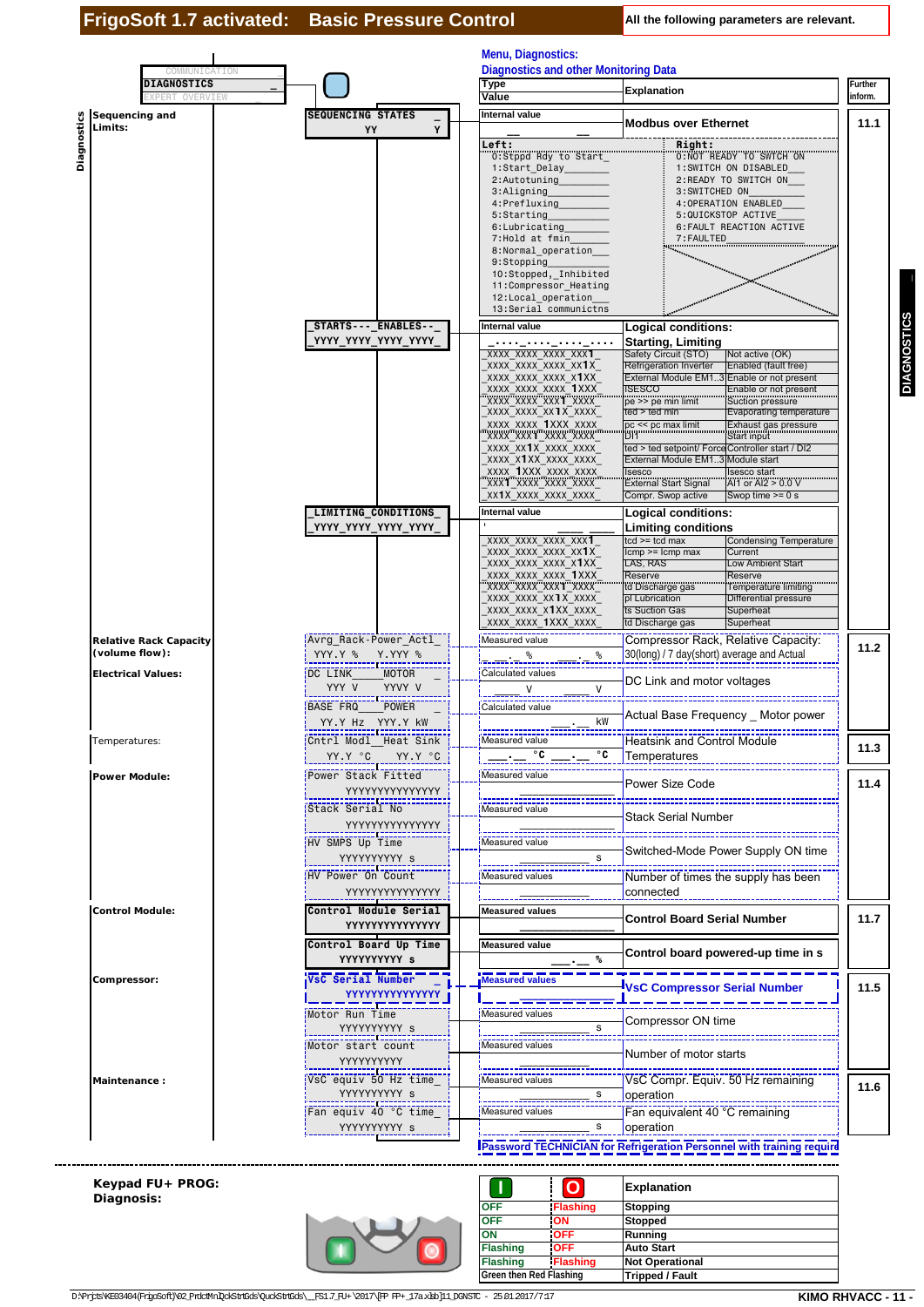# FrigoSoft 1.7 activated: Basic Pressure Control

All the following parameters are relevant.

**Menu, Diagnostics:**
**Diagnostics and other Monitoring Data**

COMMUNICATION
**DIAGNOSTICS**
EXPERT OVERVIEW

DIAGNOSTICS

| Diagnostics | Display | Type / Value | Explanation | Further inform. |
|---|---|---|---|---|
| **Sequencing and Limits:** | SEQUENCING STATES YY Y | Internal value __ __ | Modbus over Ethernet | 11.1 |

| Left: | Right: |
|---|---|
| 0:Stppd Rdy to Start | 0:NOT READY TO SWITCH ON |
| 1:Start_Delay | 1:SWITCH ON DISABLED |
| 2:Autotuning | 2:READY TO SWITCH ON |
| 3:Aligning | 3:SWITCHED ON |
| 4:Prefluxing | 4:OPERATION ENABLED |
| 5:Starting | 5:QUICKSTOP ACTIVE |
| 6:Lubricating | 6:FAULT REACTION ACTIVE |
| 7:Hold at fmin | 7:FAULTED |
| 8:Normal_operation | |
| 9:Stopping | |
| 10:Stopped,_Inhibited | |
| 11:Compressor_Heating | |
| 12:Local_operation | |
| 13:Serial communictns | |

**STARTS---ENABLES--** YYYY_YYYY_YYYY_YYYY — Internal value — **Logical conditions: Starting, Limiting**

| Internal value | | |
|---|---|---|
| XXXX_XXXX_XXXX_XXX1 | Safety Circuit (STO) | Not active (OK) |
| XXXX_XXXX_XXXX_XX1X | Refrigeration Inverter | Enabled (fault free) |
| XXXX_XXXX_XXXX_X1XX | External Module EM1..3 | Enable or not present |
| XXXX_XXXX_XXXX_1XXX | ISESCO | Enable or not present |
| XXXX_XXXX_XXX1_XXXX | pe >> pe min limit | Suction pressure |
| XXXX_XXXX_XX1X_XXXX | ted > ted min | Evaporating temperature |
| XXXX_XXXX_1XXX_XXXX | pc << pc max limit | Exhaust gas pressure |
| XXXX_XXX1_XXXX_XXXX | DI1 | Start input |
| XXXX_XX1X_XXXX_XXXX | ted > ted setpoint/ Force | Controller start / DI2 |
| XXXX_X1XX_XXXX_XXXX | External Module EM1..3 | Module start |
| XXXX_1XXX_XXXX_XXXX | Isesco | Isesco start |
| XXX1_XXXX_XXXX_XXXX | External Start Signal | AI1 or AI2 > 0.0 V |
| XX1X_XXXX_XXXX_XXXX | Compr. Swop active | Swop time >= 0 s |

**LIMITING_CONDITIONS** YYYY_YYYY_YYYY_YYYY — Internal value — **Logical conditions: Limiting conditions**

| Internal value | | |
|---|---|---|
| XXXX_XXXX_XXXX_XXX1 | tcd >= tcd max | Condensing Temperature |
| XXXX_XXXX_XXXX_XX1X | Icmp >= Icmp max | Current |
| XXXX_XXXX_XXXX_X1XX | LAS, RAS | Low Ambient Start |
| XXXX_XXXX_XXXX_1XXX | Reserve | Reserve |
| XXXX_XXXX_XXX1_XXXX | td Discharge gas | Temperature limiting |
| XXXX_XXXX_XX1X_XXXX | pl Lubrication | Differential pressure |
| XXXX_XXXX_X1XX_XXXX | ts Suction Gas | Superheat |
| XXXX_XXXX_1XXX_XXXX | td Discharge gas | Superheat |

| Diagnostics | Display | Type / Value | Explanation | Further inform. |
|---|---|---|---|---|
| **Relative Rack Capacity (volume flow):** | Avrg_Rack-Power_Actl_ YYY.Y % Y.YYY % | Measured value __._ % __._ % | Compressor Rack, Relative Capacity: 30(long) / 7 day(short) average and Actual | 11.2 |
| **Electrical Values:** | DC LINK MOTOR YYY V YYYY V | Calculated values ___ V ___ V | DC Link and motor voltages | |
| | BASE FRQ POWER YY.Y Hz YYY.Y kW | Calculated value __._ kW | Actual Base Frequency _ Motor power | |
| Temperatures: | Cntrl Modl Heat Sink YY.Y °C YY.Y °C | Measured value __._ °C __._ °C | Heatsink and Control Module Temperatures | 11.3 |
| **Power Module:** | Power Stack Fitted YYYYYYYYYYYYYYY | Measured value | Power Size Code | 11.4 |
| | Stack Serial No YYYYYYYYYYYYYYY | Measured value | Stack Serial Number | |
| | HV SMPS Up Time YYYYYYYYYY s | Measured value ___ s | Switched-Mode Power Supply ON time | |
| | HV Power On Count YYYYYYYYYYYYYYY | Measured values | Number of times the supply has been connected | |
| **Control Module:** | **Control Module Serial YYYYYYYYYYYYYYY** | **Measured values** | **Control Board Serial Number** | 11.7 |
| | **Control Board Up Time YYYYYYYYYY s** | **Measured value** __._ % | **Control board powered-up time in s** | |
| **Compressor:** | **VsC Serial Number YYYYYYYYYYYYYYY** | **Measured values** | **VsC Compressor Serial Number** | 11.5 |
| | Motor Run Time YYYYYYYYYY s | Measured values ___ s | Compressor ON time | |
| | Motor start count YYYYYYYYYY | Measured values | Number of motor starts | |
| **Maintenance :** | VsC equiv 50 Hz time YYYYYYYYYY s | Measured values ___ s | VsC Compr. Equiv. 50 Hz remaining operation | 11.6 |
| | Fan equiv 40 °C time YYYYYYYYYY s | Measured values ___ s | Fan equivalent 40 °C remaining operation | |

**Password TECHNICIAN for Refrigeration Personnel with training require**

**Keypad FU+ PROG: Diagnosis:**

| I | O | Explanation |
|---|---|---|
| OFF | Flashing | Stopping |
| OFF | ON | Stopped |
| ON | OFF | Running |
| Flashing | OFF | Auto Start |
| Flashing | Flashing | Not Operational |
| Green then Red Flashing | | Tripped / Fault |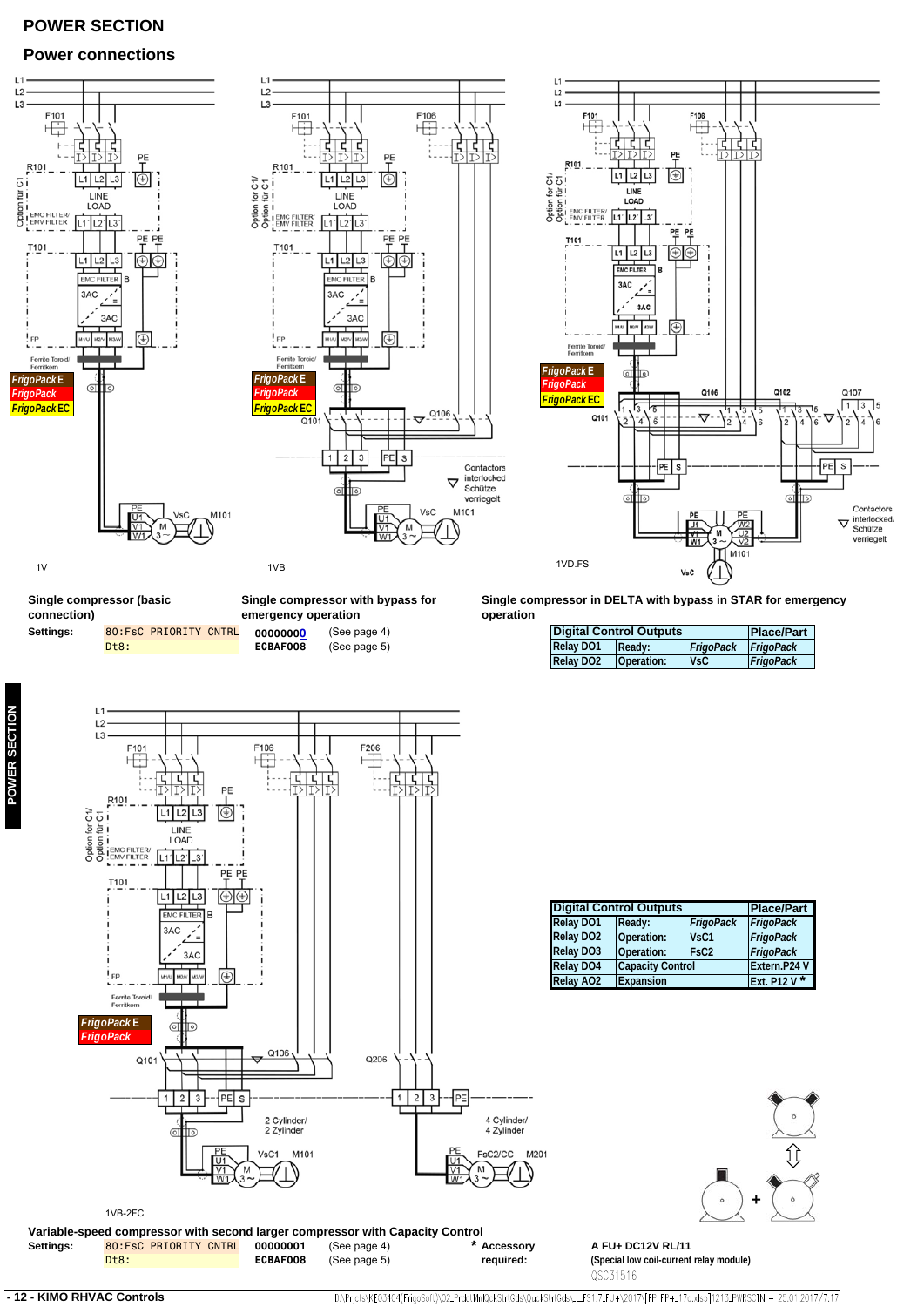# POWER SECTION

## Power connections

1V

**Single compressor (basic connection)**

**Settings:** `80:FsC PRIORITY CNTRL` `Dt8:`

1VB

**Single compressor with bypass for emergency operation**

**00000000** (See page 4)
**ECBAF008** (See page 5)

Contactors interlocked/ Schütze verriegelt

1VD.FS

**Single compressor in DELTA with bypass in STAR for emergency operation**

| Digital Control Outputs | | Place/Part |
|---|---|---|
| Relay DO1 | Ready: *FrigoPack* | *FrigoPack* |
| Relay DO2 | Operation: VsC | *FrigoPack* |

Contactors interlocked/ Schütze verriegelt

1VB-2FC

2 Cylinder/ 2 Zylinder

4 Cylinder/ 4 Zylinder

| Digital Control Outputs | | Place/Part |
|---|---|---|
| Relay DO1 | Ready: *FrigoPack* | *FrigoPack* |
| Relay DO2 | Operation: VsC1 | *FrigoPack* |
| Relay DO3 | Operation: FsC2 | *FrigoPack* |
| Relay DO4 | Capacity Control | Extern.P24 V |
| Relay AO2 | Expansion | Ext. P12 V * |

**Variable-speed compressor with second larger compressor with Capacity Control**

**Settings:** `80:FsC PRIORITY CNTRL` `Dt8:` **00000001** (See page 4) **ECBAF008** (See page 5)

**\* Accessory required:** **A FU+ DC12V RL/11** (Special low coil-current relay module)

QSG31516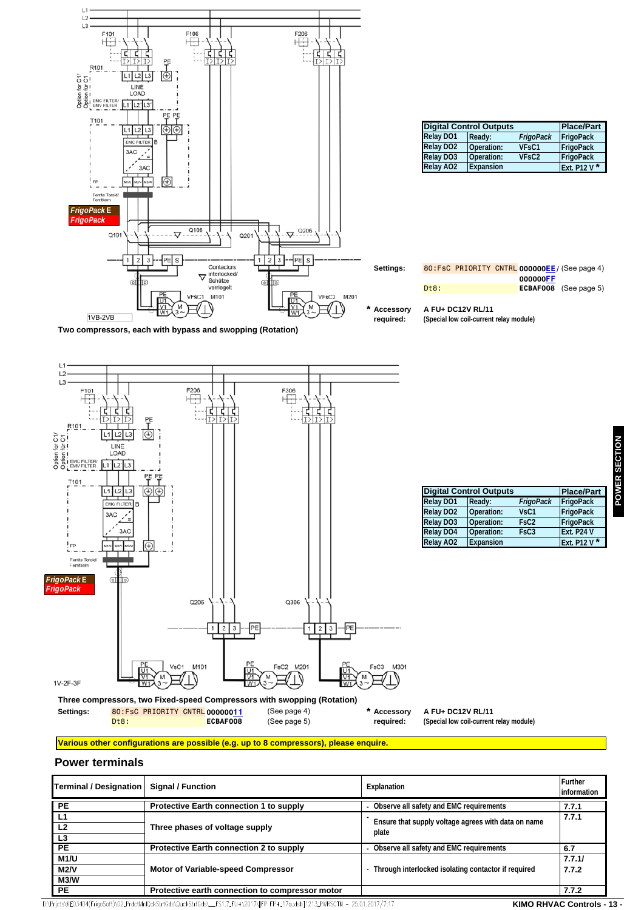Two compressors, each with bypass and swopping (Rotation)

| Digital Control Outputs | | | Place/Part |
|---|---|---|---|
| Relay DO1 | Ready: | *FrigoPack* | FrigoPack |
| Relay DO2 | Operation: | VFsC1 | FrigoPack |
| Relay DO3 | Operation: | VFsC2 | FrigoPack |
| Relay AO2 | Expansion | | Ext. P12 V * |

**Settings:** `80:FsC PRIORITY CNTRL` **000000EE** / (See page 4)
**000000FF**
`Dt8:` **ECBAF008** (See page 5)

* **Accessory required:** **A FU+ DC12V RL/11** (Special low coil-current relay module)

Three compressors, two Fixed-speed Compressors with swopping (Rotation)

| Digital Control Outputs | | | Place/Part |
|---|---|---|---|
| Relay DO1 | Ready: | *FrigoPack* | FrigoPack |
| Relay DO2 | Operation: | VsC1 | FrigoPack |
| Relay DO3 | Operation: | FsC2 | FrigoPack |
| Relay DO4 | Operation: | FsC3 | Ext. P24 V |
| Relay AO2 | Expansion | | Ext. P12 V * |

**Settings:** `80:FsC PRIORITY CNTRL` **00000011** (See page 4)
`Dt8:` **ECBAF008** (See page 5)

* **Accessory required:** **A FU+ DC12V RL/11** (Special low coil-current relay module)

**Various other configurations are possible (e.g. up to 8 compressors), please enquire.**

## Power terminals

| Terminal / Designation | Signal / Function | Explanation | Further information |
|---|---|---|---|
| PE | Protective Earth connection 1 to supply | - Observe all safety and EMC requirements | 7.7.1 |
| L1<br>L2<br>L3 | Three phases of voltage supply | - Ensure that supply voltage agrees with data on name plate | 7.7.1 |
| PE | Protective Earth connection 2 to supply | - Observe all safety and EMC requirements | 6.7 |
| M1/U<br>M2/V<br>M3/W | Motor of Variable-speed Compressor | - Through interlocked isolating contactor if required | 7.7.1/<br>7.7.2 |
| PE | Protective earth connection to compressor motor | | 7.7.2 |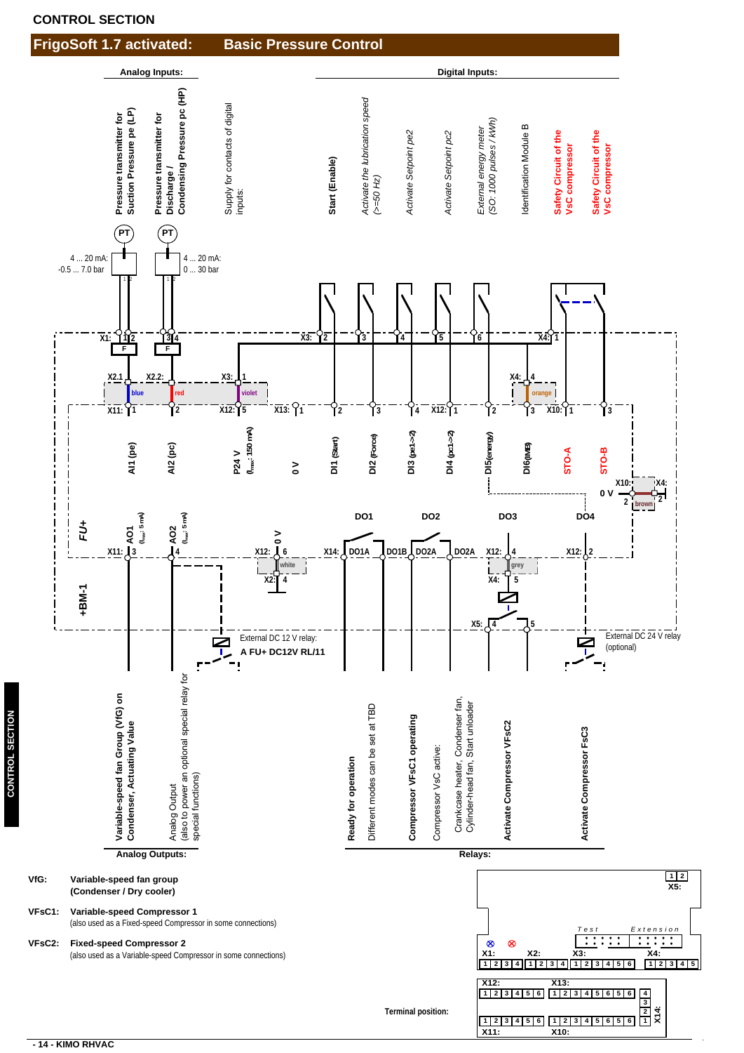# CONTROL SECTION

## FrigoSoft 1.7 activated: Basic Pressure Control

**Analog Inputs:**

- **Pressure transmitter for Suction Pressure pe (LP)** — PT, 4 ... 20 mA: -0.5 ... 7.0 bar — X1: 1 2 — F — X2.1 (blue) — X11: 1 — AI1 (pe)
- **Pressure transmitter for Discharge / Condensing Pressure pc (HP)** — PT, 4 ... 20 mA: 0 ... 30 bar — X1: 3 4 — F — X2.2: (red) — X11: 2 — AI2 (pc)
- Supply for contacts of digital inputs: — X3: 1 (violet) — X12: 5 — P24 V ($I_{max}$: 150 mA)
- X13: 1 — 0 V

**Digital Inputs:**

- **Start (Enable)** — X3: 2 — X13: 2 — DI1 (Start)
- *Activate the lubrication speed (>=50 Hz)* — X3: 3 — X13: 3 — DI2 (Force)
- *Activate Setpoint pe2* — X3: 4 — X13: 4 — DI3 (pe1->2)
- *Activate Setpoint pc2* — X3: 5 — X12: 1 — DI4 (pc1->2)
- *External energy meter (S0: 1000 pulses / kWh)* — X3: 6 — X12: 2 — DI5(energy)
- Identification Module B — X4: 4 (orange) — X13: 3 — DI6(IMB)
- **Safety Circuit of the VsC compressor** — X4: 1 — X10: 1 — STO-A
- **Safety Circuit of the VsC compressor** — X10: 3 — STO-B
- X10: 2 — X4: 2 (brown) — 0 V

FU+ / +BM-1

**Analog Outputs:**

- **Variable-speed fan Group (VfG) on Condenser, Actuating Value** — X11: 3 — AO1 ($I_{max}$: 5 mA)
- Analog Output (also to power an optional special relay for special functions) — X11: 4 — AO2 ($I_{max}$: 5 mA)
- X12: 6 — 0 V — (white) — X2: 4 — External DC 12 V relay: **A FU+ DC12V RL/11**

**Relays:**

- DO1 — X14: DO1A / DO1B — **Ready for operation** / Different modes can be set at TBD
- DO2 — DO2A — **Compressor VFsC1 operating** / Compressor VsC active: Crankcase heater, Condenser fan, Cylinder-head fan, Start unloader
- DO3 — X12: 4 — (grey) — X4: 5 — X5: 4 5 — **Activate Compressor VFsC2**
- DO4 — X12: 2 — External DC 24 V relay (optional) — **Activate Compressor FsC3**

**VfG:** **Variable-speed fan group (Condenser / Dry cooler)**

**VFsC1:** **Variable-speed Compressor 1**
(also used as a Fixed-speed Compressor in some connections)

**VFsC2:** **Fixed-speed Compressor 2**
(also used as a Variable-speed Compressor in some connections)

**Terminal position:**

X5: 1 2 — Test — Extension — X1: 1 2 3 4 — X2: 1 2 3 4 — X3: 1 2 3 4 5 6 — X4: 1 2 3 4 5

X12: 1 2 3 4 5 6 — X13: 1 2 3 4 5 6 5 6 — X14: 4 3 2 1

X11: 1 2 3 4 5 6 — X10: 1 2 3 4 5 6 5 6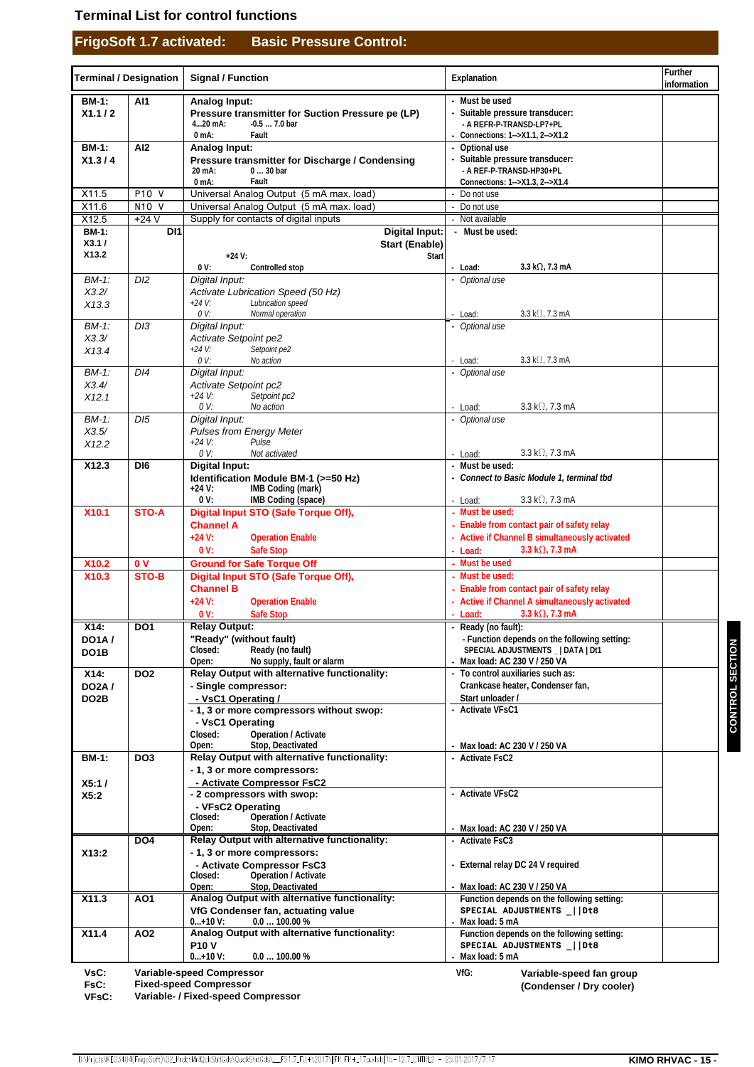## Terminal List for control functions

## FrigoSoft 1.7 activated: Basic Pressure Control:

| Terminal / Designation | | Signal / Function | Explanation | Further information |
|---|---|---|---|---|
| BM-1: X1.1 / 2 | AI1 | **Analog Input:** Pressure transmitter for Suction Pressure pe (LP)<br>4...20 mA: -0.5 ... 7.0 bar<br>0 mA: Fault | - Must be used<br>- Suitable pressure transducer:<br>- A REFR-P-TRANSD-LP7+PL<br>- Connections: 1-->X1.1, 2-->X1.2 | |
| BM-1: X1.3 / 4 | AI2 | **Analog Input:** Pressure transmitter for Discharge / Condensing<br>20 mA: 0 ... 30 bar<br>0 mA: Fault | - Optional use<br>- Suitable pressure transducer:<br>- A REF-P-TRANSD-HP30+PL<br>Connections: 1-->X1.3, 2-->X1.4 | |
| X11.5 | P10 V | Universal Analog Output (5 mA max. load) | - Do not use | |
| X11.6 | N10 V | Universal Analog Output (5 mA max. load) | - Do not use | |
| X12.5 | +24 V | Supply for contacts of digital inputs | - Not available | |
| BM-1: X3.1 / X13.2 | DI1 | **Digital Input:** Start (Enable)<br>+24 V: Start<br>0 V: Controlled stop | - Must be used:<br>- Load: 3.3 kΩ, 7.3 mA | |
| BM-1: X3.2/ X13.3 | DI2 | *Digital Input:* *Activate Lubrication Speed (50 Hz)*<br>*+24 V: Lubrication speed*<br>*0 V: Normal operation* | - *Optional use*<br>- Load: 3.3 kΩ, 7.3 mA | |
| BM-1: X3.3/ X13.4 | DI3 | *Digital Input:* *Activate Setpoint pe2*<br>*+24 V: Setpoint pe2*<br>*0 V: No action* | - *Optional use*<br>- Load: 3.3 kΩ, 7.3 mA | |
| BM-1: X3.4/ X12.1 | DI4 | *Digital Input:* *Activate Setpoint pc2*<br>*+24 V: Setpoint pc2*<br>*0 V: No action* | - *Optional use*<br>- Load: 3.3 kΩ, 7.3 mA | |
| BM-1: X3.5/ X12.2 | DI5 | *Digital Input:* *Pulses from Energy Meter*<br>*+24 V: Pulse*<br>*0 V: Not activated* | - *Optional use*<br>- Load: 3.3 kΩ, 7.3 mA | |
| X12.3 | DI6 | **Digital Input:** Identification Module BM-1 (>=50 Hz)<br>+24 V: IMB Coding (mark)<br>0 V: IMB Coding (space) | - Must be used:<br>- *Connect to Basic Module 1, terminal tbd*<br>- Load: 3.3 kΩ, 7.3 mA | |
| X10.1 | STO-A | **Digital Input STO (Safe Torque Off), Channel A**<br>+24 V: Operation Enable<br>0 V: Safe Stop | - Must be used:<br>- Enable from contact pair of safety relay<br>- Active if Channel B simultaneously activated<br>- Load: 3.3 kΩ, 7.3 mA | |
| X10.2 | 0 V | **Ground for Safe Torque Off** | - Must be used | |
| X10.3 | STO-B | **Digital Input STO (Safe Torque Off), Channel B**<br>+24 V: Operation Enable<br>0 V: Safe Stop | - Must be used:<br>- Enable from contact pair of safety relay<br>- Active if Channel A simultaneously activated<br>- Load: 3.3 kΩ, 7.3 mA | |
| X14: DO1A / DO1B | DO1 | **Relay Output:** "Ready" (without fault)<br>Closed: Ready (no fault)<br>Open: No supply, fault or alarm | - Ready (no fault):<br>- Function depends on the following setting: SPECIAL ADJUSTMENTS _ \| DATA \| Dt1<br>- Max load: AC 230 V / 250 VA | |
| X14: DO2A / DO2B | DO2 | **Relay Output with alternative functionality:**<br>- Single compressor:<br>- VsC1 Operating /<br>- 1, 3 or more compressors without swop:<br>- VsC1 Operating<br>Closed: Operation / Activate<br>Open: Stop, Deactivated | - To control auxiliaries such as: Crankcase heater, Condenser fan, Start unloader /<br>- Activate VFsC1<br>- Max load: AC 230 V / 250 VA | |
| BM-1: X5:1 / X5:2 | DO3 | **Relay Output with alternative functionality:**<br>- 1, 3 or more compressors:<br>- Activate Compressor FsC2<br>- 2 compressors with swop:<br>- VFsC2 Operating<br>Closed: Operation / Activate<br>Open: Stop, Deactivated | - Activate FsC2<br>- Activate VFsC2<br>- Max load: AC 230 V / 250 VA | |
| X13:2 | DO4 | **Relay Output with alternative functionality:**<br>- 1, 3 or more compressors:<br>- Activate Compressor FsC3<br>Closed: Operation / Activate<br>Open: Stop, Deactivated | - Activate FsC3<br>- External relay DC 24 V required<br>- Max load: AC 230 V / 250 VA | |
| X11.3 | AO1 | **Analog Output with alternative functionality:** VfG Condenser fan, actuating value<br>0...+10 V: 0.0 ... 100.00 % | Function depends on the following setting: SPECIAL ADJUSTMENTS _ \| \| Dt8<br>- Max load: 5 mA | |
| X11.4 | AO2 | **Analog Output with alternative functionality:** P10 V<br>0...+10 V: 0.0 ... 100.00 % | Function depends on the following setting: SPECIAL ADJUSTMENTS _ \| \| Dt8<br>- Max load: 5 mA | |

**VsC:** Variable-speed Compressor
**FsC:** Fixed-speed Compressor
**VFsC:** Variable- / Fixed-speed Compressor
**VfG:** Variable-speed fan group (Condenser / Dry cooler)

CONTROL SECTION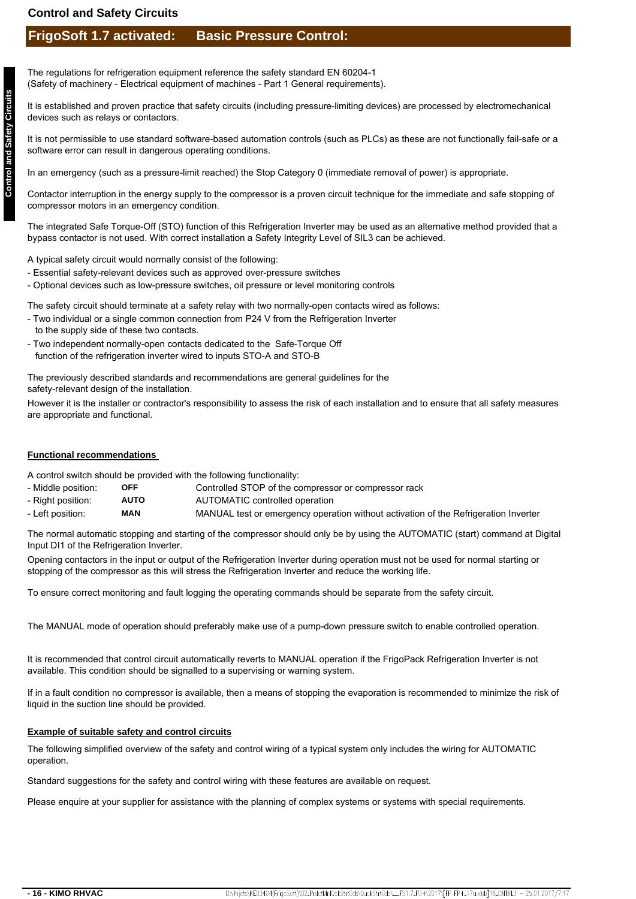## FrigoSoft 1.7 activated: Basic Pressure Control:

The regulations for refrigeration equipment reference the safety standard EN 60204-1
(Safety of machinery - Electrical equipment of machines - Part 1 General requirements).

It is established and proven practice that safety circuits (including pressure-limiting devices) are processed by electromechanical devices such as relays or contactors.

It is not permissible to use standard software-based automation controls (such as PLCs) as these are not functionally fail-safe or a software error can result in dangerous operating conditions.

In an emergency (such as a pressure-limit reached) the Stop Category 0 (immediate removal of power) is appropriate.

Contactor interruption in the energy supply to the compressor is a proven circuit technique for the immediate and safe stopping of compressor motors in an emergency condition.

The integrated Safe Torque-Off (STO) function of this Refrigeration Inverter may be used as an alternative method provided that a bypass contactor is not used. With correct installation a Safety Integrity Level of SIL3 can be achieved.

A typical safety circuit would normally consist of the following:
- Essential safety-relevant devices such as approved over-pressure switches
- Optional devices such as low-pressure switches, oil pressure or level monitoring controls

The safety circuit should terminate at a safety relay with two normally-open contacts wired as follows:
- Two individual or a single common connection from P24 V from the Refrigeration Inverter to the supply side of these two contacts.
- Two independent normally-open contacts dedicated to the Safe-Torque Off function of the refrigeration inverter wired to inputs STO-A and STO-B

The previously described standards and recommendations are general guidelines for the safety-relevant design of the installation.
However it is the installer or contractor's responsibility to assess the risk of each installation and to ensure that all safety measures are appropriate and functional.

### Functional recommendations

A control switch should be provided with the following functionality:

| | | |
|---|---|---|
| - Middle position: | **OFF** | Controlled STOP of the compressor or compressor rack |
| - Right position: | **AUTO** | AUTOMATIC controlled operation |
| - Left position: | **MAN** | MANUAL test or emergency operation without activation of the Refrigeration Inverter |

The normal automatic stopping and starting of the compressor should only be by using the AUTOMATIC (start) command at Digital Input DI1 of the Refrigeration Inverter.

Opening contactors in the input or output of the Refrigeration Inverter during operation must not be used for normal starting or stopping of the compressor as this will stress the Refrigeration Inverter and reduce the working life.

To ensure correct monitoring and fault logging the operating commands should be separate from the safety circuit.

The MANUAL mode of operation should preferably make use of a pump-down pressure switch to enable controlled operation.

It is recommended that control circuit automatically reverts to MANUAL operation if the FrigoPack Refrigeration Inverter is not available. This condition should be signalled to a supervising or warning system.

If in a fault condition no compressor is available, then a means of stopping the evaporation is recommended to minimize the risk of liquid in the suction line should be provided.

### Example of suitable safety and control circuits

The following simplified overview of the safety and control wiring of a typical system only includes the wiring for AUTOMATIC operation.

Standard suggestions for the safety and control wiring with these features are available on request.

Please enquire at your supplier for assistance with the planning of complex systems or systems with special requirements.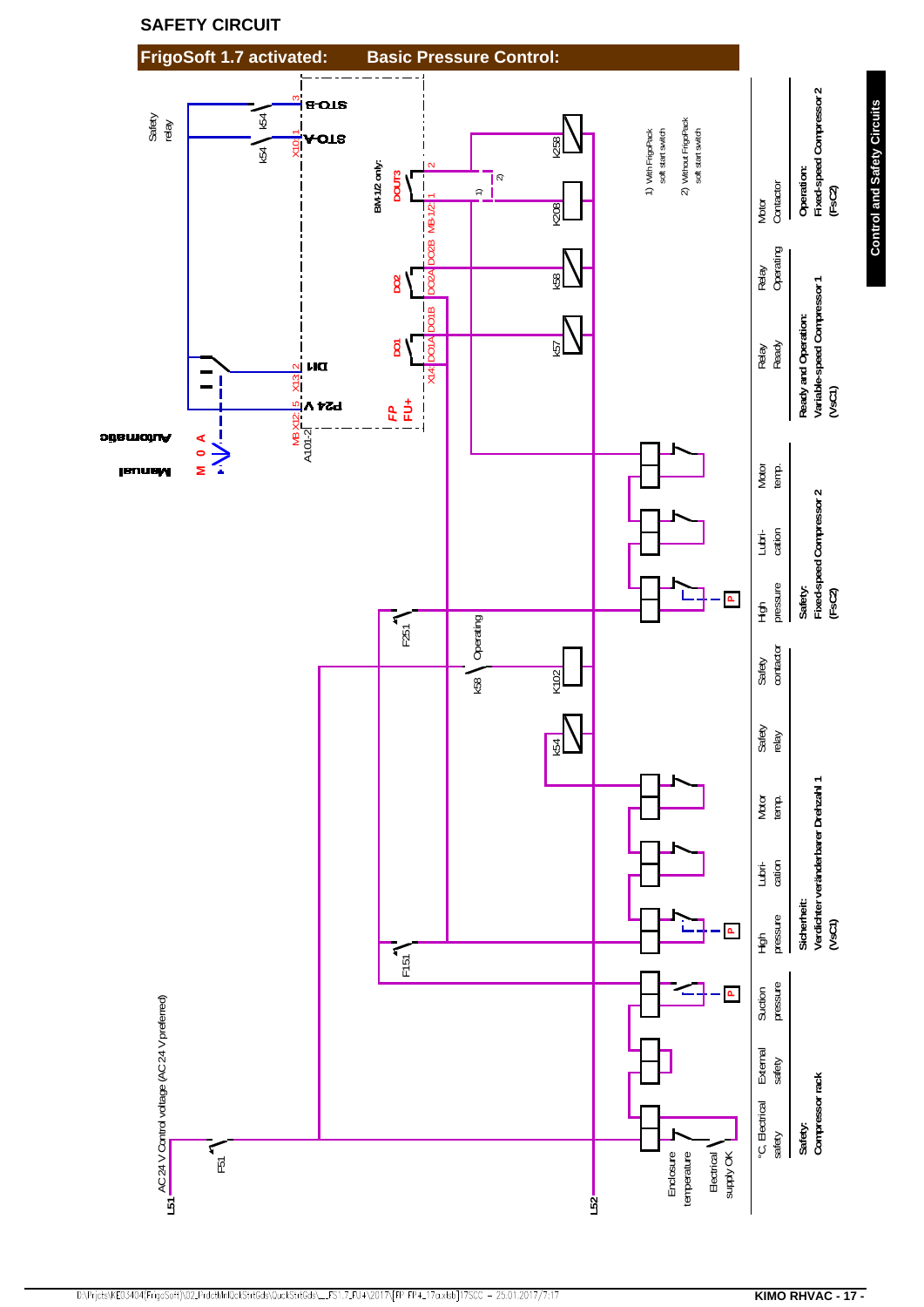## SAFETY CIRCUIT

### FrigoSoft 1.7 activated: Basic Pressure Control:

Safety relay

K54 — STO-B (3)
K54 — STO-A (X10 1)

BM-1/2 only:
DOUT3 (2, 1) MB-1/2

1) With FrigoPack soft start switch
2) Without FrigoPack soft start switch

DO2 — DO2A DO2B
DO1 — X14 DO1A DO1B

DI1 — X13 2
P24 V — X12 5
MB X12
A101-2

FP
FU+

Manual M 0 A Automatic

AC 24 V Control voltage (AC 24 V preferred)

L51 — F51
L52

F251, F151

K58 Operating

K258, K208, K58, K57, K102, K54

| Enclosure temperature | Electrical supply OK | | | | | | | | | | | |
|---|---|---|---|---|---|---|---|---|---|---|---|---|
| °C, Electrical safety | External safety | Suction pressure | High pressure | Lubri-cation | Motor temp. | Safety relay | Safety contactor | High pressure | Lubri-cation | Motor temp. | Relay Ready | Relay Operating | Motor Contactor |

**Safety:** Compressor rack

**Sicherheit:** Verdichter veränderbarer Drehzahl 1 (VsC1)

**Safety:** Fixed-speed Compressor 2 (FsC2)

**Ready and Operation:** Variable-speed Compressor 1 (VsC1)

**Operation:** Fixed-speed Compressor 2 (FsC2)

**Control and Safety Circuits**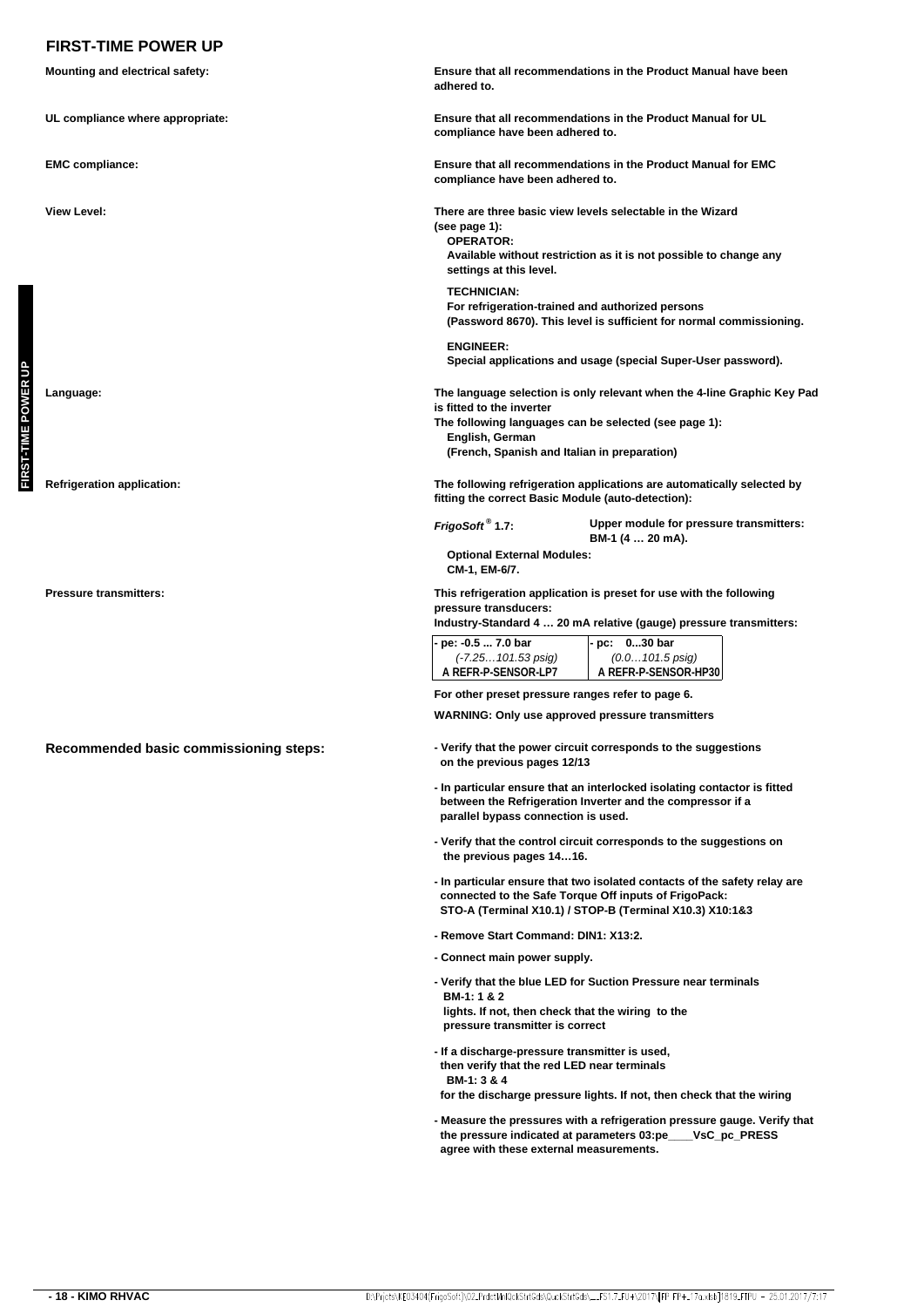# FIRST-TIME POWER UP

**Mounting and electrical safety:**

**Ensure that all recommendations in the Product Manual have been adhered to.**

**UL compliance where appropriate:**

**Ensure that all recommendations in the Product Manual for UL compliance have been adhered to.**

**EMC compliance:**

**Ensure that all recommendations in the Product Manual for EMC compliance have been adhered to.**

**View Level:**

**There are three basic view levels selectable in the Wizard (see page 1):**

**OPERATOR:**
**Available without restriction as it is not possible to change any settings at this level.**

**TECHNICIAN:**
**For refrigeration-trained and authorized persons**
**(Password 8670). This level is sufficient for normal commissioning.**

**ENGINEER:**
**Special applications and usage (special Super-User password).**

**Language:**

**The language selection is only relevant when the 4-line Graphic Key Pad is fitted to the inverter**
**The following languages can be selected (see page 1):**
**English, German**
**(French, Spanish and Italian in preparation)**

**Refrigeration application:**

**The following refrigeration applications are automatically selected by fitting the correct Basic Module (auto-detection):**

***FrigoSoft*® 1.7:** **Upper module for pressure transmitters: BM-1 (4 … 20 mA).**

**Optional External Modules:**
**CM-1, EM-6/7.**

**Pressure transmitters:**

**This refrigeration application is preset for use with the following pressure transducers:**
**Industry-Standard 4 … 20 mA relative (gauge) pressure transmitters:**

| - pe: -0.5 ... 7.0 bar | - pc: 0...30 bar |
|---|---|
| *(-7.25…101.53 psig)* | *(0.0…101.5 psig)* |
| A REFR-P-SENSOR-LP7 | A REFR-P-SENSOR-HP30 |

**For other preset pressure ranges refer to page 6.**

**WARNING: Only use approved pressure transmitters**

## Recommended basic commissioning steps:

- **Verify that the power circuit corresponds to the suggestions on the previous pages 12/13**
- **In particular ensure that an interlocked isolating contactor is fitted between the Refrigeration Inverter and the compressor if a parallel bypass connection is used.**
- **Verify that the control circuit corresponds to the suggestions on the previous pages 14…16.**
- **In particular ensure that two isolated contacts of the safety relay are connected to the Safe Torque Off inputs of FrigoPack: STO-A (Terminal X10.1) / STOP-B (Terminal X10.3) X10:1&3**
- **Remove Start Command: DIN1: X13:2.**
- **Connect main power supply.**
- **Verify that the blue LED for Suction Pressure near terminals BM-1: 1 & 2 lights. If not, then check that the wiring to the pressure transmitter is correct**
- **If a discharge-pressure transmitter is used, then verify that the red LED near terminals BM-1: 3 & 4 for the discharge pressure lights. If not, then check that the wiring**
- **Measure the pressures with a refrigeration pressure gauge. Verify that the pressure indicated at parameters 03:pe____VsC_pc_PRESS agree with these external measurements.**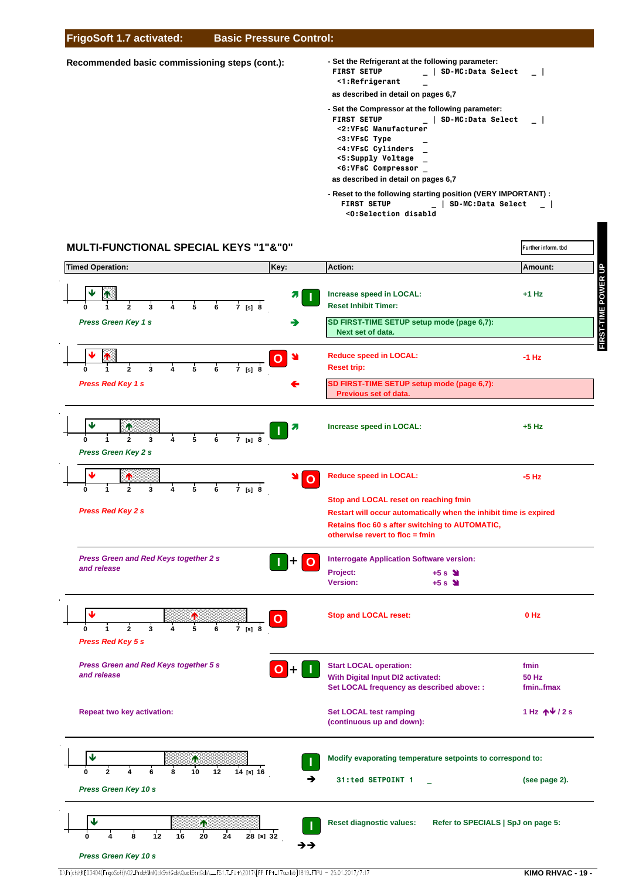## FrigoSoft 1.7 activated: Basic Pressure Control:

**Recommended basic commissioning steps (cont.):**

- Set the Refrigerant at the following parameter:

```
FIRST SETUP          _ | SD-MC:Data Select   _ |
  <1:Refrigerant     _
```

as described in detail on pages 6,7

- Set the Compressor at the following parameter:

```
FIRST SETUP          _ | SD-MC:Data Select   _ |
  <2:VFsC Manufacturer
  <3:VFsC Type       _
  <4:VFsC Cylinders  _
  <5:Supply Voltage  _
  <6:VFsC Compressor _
```

as described in detail on pages 6,7

- Reset to the following starting position (VERY IMPORTANT) :

```
FIRST SETUP          _ | SD-MC:Data Select   _ |
  <0:Selection disabld
```

## MULTI-FUNCTIONAL SPECIAL KEYS "1"&"0"

Further inform. tbd

FIRST-TIME POWER UP

| Timed Operation: | Key: | Action: | Amount: |
|---|---|---|---|
| *Press Green Key 1 s* (timeline 0–8 [s]) | I | Increase speed in LOCAL:<br>Reset Inhibit Timer: | +1 Hz |
| | ➔ | SD FIRST-TIME SETUP setup mode (page 6,7): Next set of data. | |
| *Press Red Key 1 s* (timeline 0–8 [s]) | O | Reduce speed in LOCAL:<br>Reset trip: | -1 Hz |
| | ← | SD FIRST-TIME SETUP setup mode (page 6,7): Previous set of data. | |
| *Press Green Key 2 s* (timeline 0–8 [s]) | I | Increase speed in LOCAL: | +5 Hz |
| *Press Red Key 2 s* (timeline 0–8 [s]) | O | Reduce speed in LOCAL:<br><br>Stop and LOCAL reset on reaching fmin<br>Restart will occur automatically when the inhibit time is expired<br>Retains floc 60 s after switching to AUTOMATIC, otherwise revert to floc = fmin | -5 Hz |
| *Press Green and Red Keys together 2 s and release* | I + O | Interrogate Application Software version:<br>Project: +5 s<br>Version: +5 s | |
| *Press Red Key 5 s* (timeline 0–8 [s]) | O | Stop and LOCAL reset: | 0 Hz |
| *Press Green and Red Keys together 5 s and release* | O + I | Start LOCAL operation:<br>With Digital Input DI2 activated:<br>Set LOCAL frequency as described above: : | fmin<br>50 Hz<br>fmin..fmax |
| Repeat two key activation: | | Set LOCAL test ramping (continuous up and down): | 1 Hz ↑↓ / 2 s |
| *Press Green Key 10 s* (timeline 0–16 [s]) | I<br>➔ | Modify evaporating temperature setpoints to correspond to:<br>`31:ted SETPOINT 1  _` | (see page 2). |
| *Press Green Key 10 s* (timeline 0–32 [s]) | I<br>➔➔ | Reset diagnostic values: Refer to SPECIALS \| SpJ on page 5: | |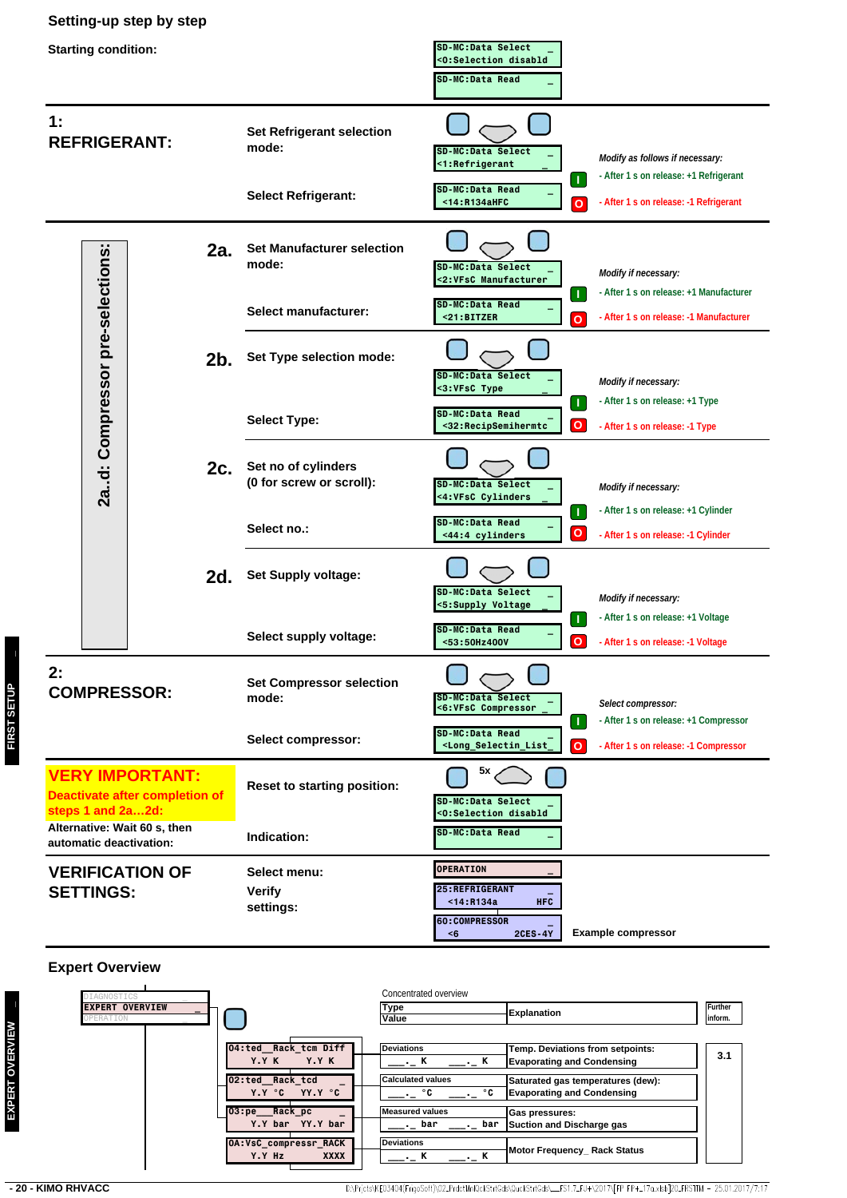## Setting-up step by step

**Starting condition:**

```
SD-MC:Data Select
<0:Selection disabld
```

```
SD-MC:Data Read
```

### 1: REFRIGERANT:

**Set Refrigerant selection mode:**

```
SD-MC:Data Select
<1:Refrigerant
```

**Select Refrigerant:**

```
SD-MC:Data Read
<14:R134aHFC
```

*Modify as follows if necessary:*

- After 1 s on release: +1 Refrigerant
- After 1 s on release: -1 Refrigerant

### 2a..d: Compressor pre-selections:

**2a.** **Set Manufacturer selection mode:**

```
SD-MC:Data Select
<2:VFsC Manufacturer
```

**Select manufacturer:**

```
SD-MC:Data Read
<21:BITZER
```

*Modify if necessary:*

- After 1 s on release: +1 Manufacturer
- After 1 s on release: -1 Manufacturer

**2b.** **Set Type selection mode:**

```
SD-MC:Data Select
<3:VFsC Type
```

**Select Type:**

```
SD-MC:Data Read
<32:RecipSemihermtc
```

*Modify if necessary:*

- After 1 s on release: +1 Type
- After 1 s on release: -1 Type

**2c.** **Set no of cylinders (0 for screw or scroll):**

```
SD-MC:Data Select
<4:VFsC Cylinders
```

**Select no.:**

```
SD-MC:Data Read
<44:4 cylinders
```

*Modify if necessary:*

- After 1 s on release: +1 Cylinder
- After 1 s on release: -1 Cylinder

**2d.** **Set Supply voltage:**

```
SD-MC:Data Select
<5:Supply Voltage
```

**Select supply voltage:**

```
SD-MC:Data Read
<53:50Hz400V
```

*Modify if necessary:*

- After 1 s on release: +1 Voltage
- After 1 s on release: -1 Voltage

### 2: COMPRESSOR:

**Set Compressor selection mode:**

```
SD-MC:Data Select
<6:VFsC Compressor
```

**Select compressor:**

```
SD-MC:Data Read
<Long_Selectin_List
```

*Select compressor:*

- After 1 s on release: +1 Compressor
- After 1 s on release: -1 Compressor

**VERY IMPORTANT:**
**Deactivate after completion of steps 1 and 2a…2d:**

Alternative: Wait 60 s, then automatic deactivation:

**Reset to starting position:** 5x

```
SD-MC:Data Select
<0:Selection disabld
```

**Indication:**

```
SD-MC:Data Read
```

### VERIFICATION OF SETTINGS:

**Select menu:**

```
OPERATION
```

**Verify settings:**

```
25:REFRIGERANT
<14:R134a          HFC
```

```
60:COMPRESSOR
<6            2CES-4Y
```

Example compressor

## Expert Overview

```
DIAGNOSTICS
EXPERT OVERVIEW
OPERATION
```

Concentrated overview

| Type / Value | Explanation | Further inform. |
|---|---|---|
| 04:ted__Rack_tcm Diff<br>Y.Y K    Y.Y K<br>Deviations ___._ K ___._ K | Temp. Deviations from setpoints: Evaporating and Condensing | 3.1 |
| 02:ted__Rack_tcd<br>Y.Y °C    YY.Y °C<br>Calculated values ___._ °C ___._ °C | Saturated gas temperatures (dew): Evaporating and Condensing | |
| 03:pe___Rack_pc<br>Y.Y bar    YY.Y bar<br>Measured values ___._ bar ___._ bar | Gas pressures: Suction and Discharge gas | |
| 0A:VsC_compressr_RACK<br>Y.Y Hz    XXXX<br>Deviations ___._ K ___._ K | Motor Frequency_ Rack Status | |